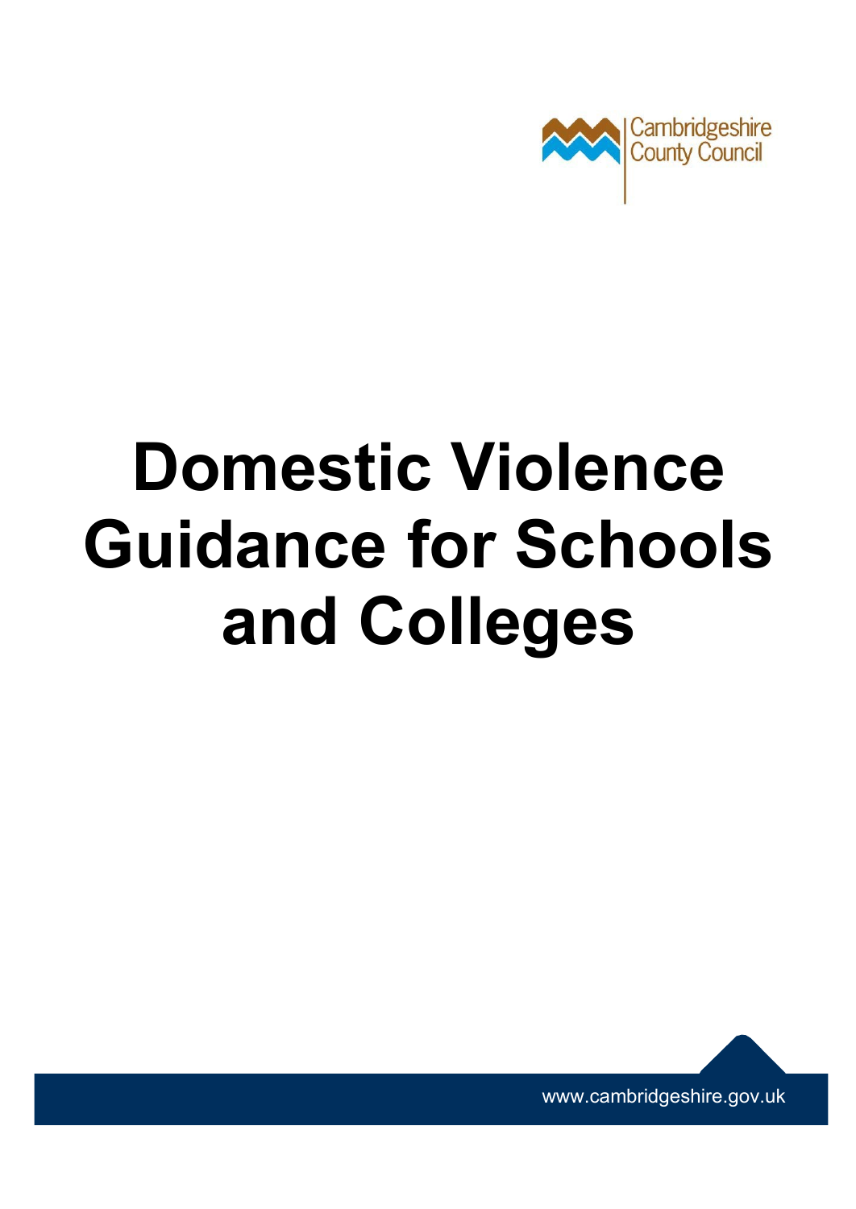Cambridgeshire County Council

# Domestic Violence Guidance for Schools and Colleges

www.cambridgeshire.gov.uk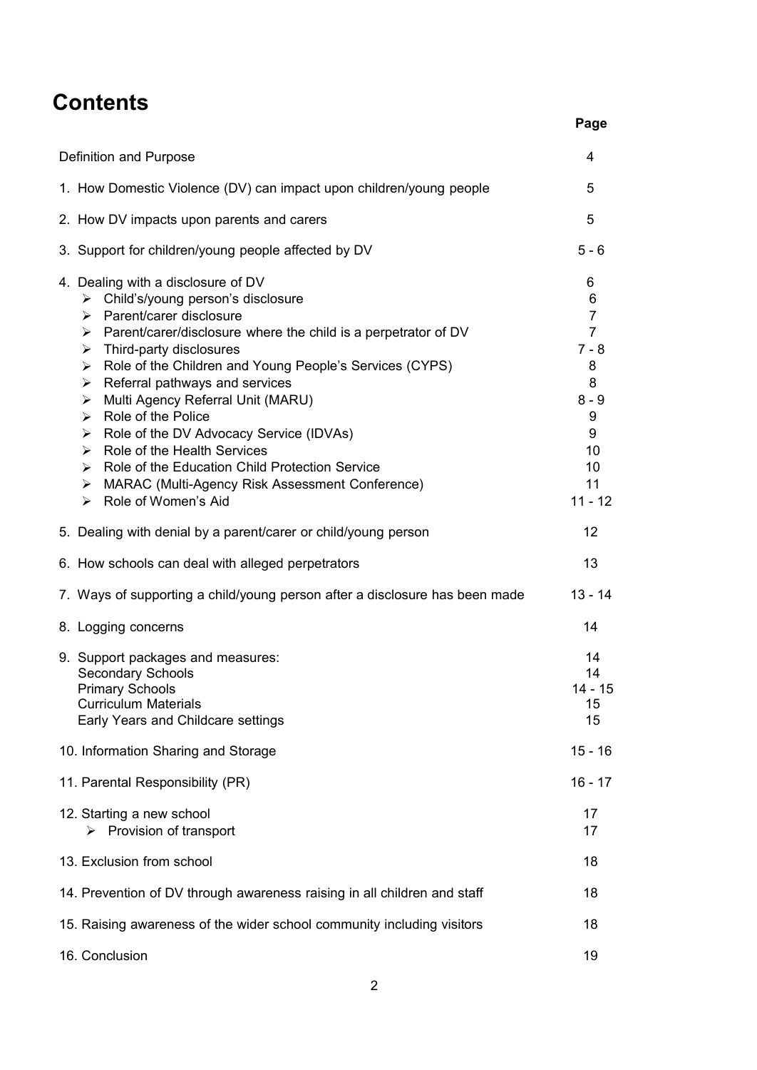# Contents

| | Page |
|---|---|
| Definition and Purpose | 4 |
| 1. How Domestic Violence (DV) can impact upon children/young people | 5 |
| 2. How DV impacts upon parents and carers | 5 |
| 3. Support for children/young people affected by DV | 5 - 6 |
| 4. Dealing with a disclosure of DV | 6 |
| ➢ Child's/young person's disclosure | 6 |
| ➢ Parent/carer disclosure | 7 |
| ➢ Parent/carer/disclosure where the child is a perpetrator of DV | 7 |
| ➢ Third-party disclosures | 7 - 8 |
| ➢ Role of the Children and Young People's Services (CYPS) | 8 |
| ➢ Referral pathways and services | 8 |
| ➢ Multi Agency Referral Unit (MARU) | 8 - 9 |
| ➢ Role of the Police | 9 |
| ➢ Role of the DV Advocacy Service (IDVAs) | 9 |
| ➢ Role of the Health Services | 10 |
| ➢ Role of the Education Child Protection Service | 10 |
| ➢ MARAC (Multi-Agency Risk Assessment Conference) | 11 |
| ➢ Role of Women's Aid | 11 - 12 |
| 5. Dealing with denial by a parent/carer or child/young person | 12 |
| 6. How schools can deal with alleged perpetrators | 13 |
| 7. Ways of supporting a child/young person after a disclosure has been made | 13 - 14 |
| 8. Logging concerns | 14 |
| 9. Support packages and measures: | 14 |
| Secondary Schools | 14 |
| Primary Schools | 14 - 15 |
| Curriculum Materials | 15 |
| Early Years and Childcare settings | 15 |
| 10. Information Sharing and Storage | 15 - 16 |
| 11. Parental Responsibility (PR) | 16 - 17 |
| 12. Starting a new school | 17 |
| ➢ Provision of transport | 17 |
| 13. Exclusion from school | 18 |
| 14. Prevention of DV through awareness raising in all children and staff | 18 |
| 15. Raising awareness of the wider school community including visitors | 18 |
| 16. Conclusion | 19 |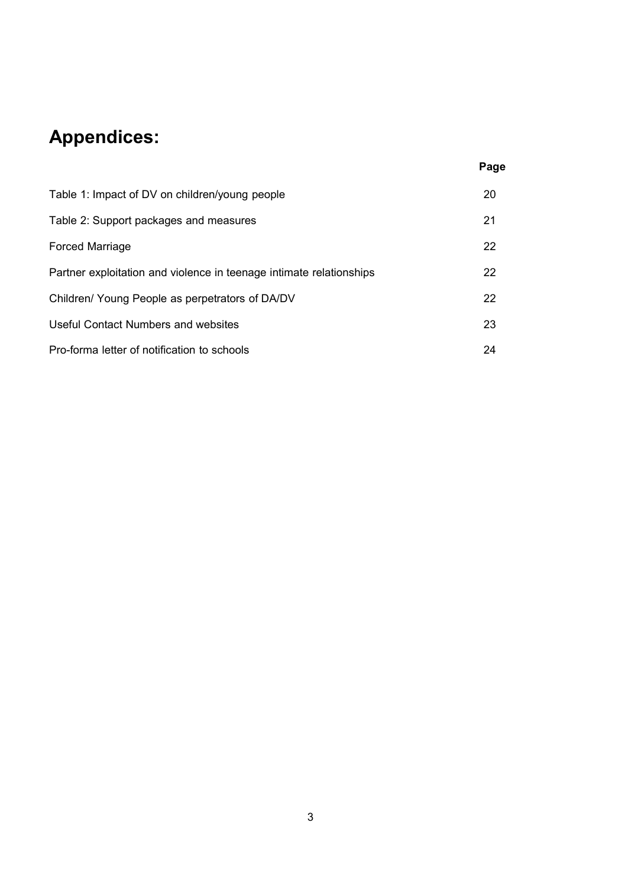# Appendices:

| | Page |
|---|---|
| Table 1: Impact of DV on children/young people | 20 |
| Table 2: Support packages and measures | 21 |
| Forced Marriage | 22 |
| Partner exploitation and violence in teenage intimate relationships | 22 |
| Children/ Young People as perpetrators of DA/DV | 22 |
| Useful Contact Numbers and websites | 23 |
| Pro-forma letter of notification to schools | 24 |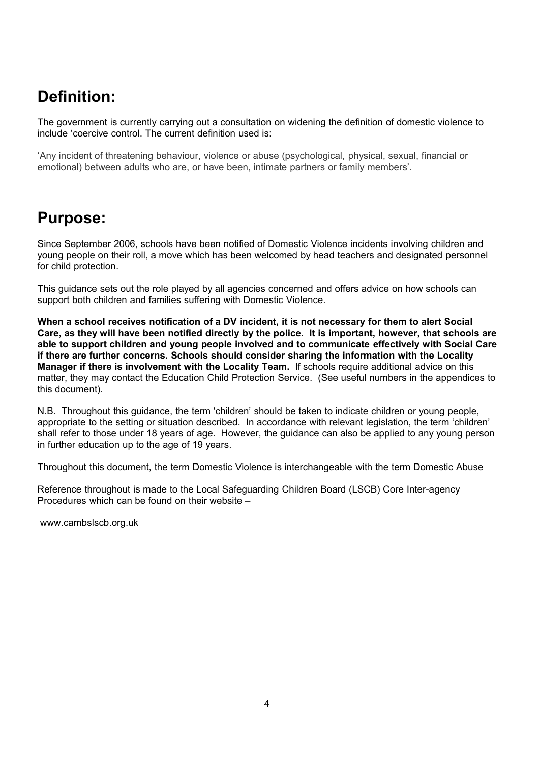## Definition:

The government is currently carrying out a consultation on widening the definition of domestic violence to include 'coercive control. The current definition used is:

'Any incident of threatening behaviour, violence or abuse (psychological, physical, sexual, financial or emotional) between adults who are, or have been, intimate partners or family members'.

## Purpose:

Since September 2006, schools have been notified of Domestic Violence incidents involving children and young people on their roll, a move which has been welcomed by head teachers and designated personnel for child protection.

This guidance sets out the role played by all agencies concerned and offers advice on how schools can support both children and families suffering with Domestic Violence.

**When a school receives notification of a DV incident, it is not necessary for them to alert Social Care, as they will have been notified directly by the police. It is important, however, that schools are able to support children and young people involved and to communicate effectively with Social Care if there are further concerns. Schools should consider sharing the information with the Locality Manager if there is involvement with the Locality Team.** If schools require additional advice on this matter, they may contact the Education Child Protection Service. (See useful numbers in the appendices to this document).

N.B. Throughout this guidance, the term 'children' should be taken to indicate children or young people, appropriate to the setting or situation described. In accordance with relevant legislation, the term 'children' shall refer to those under 18 years of age. However, the guidance can also be applied to any young person in further education up to the age of 19 years.

Throughout this document, the term Domestic Violence is interchangeable with the term Domestic Abuse

Reference throughout is made to the Local Safeguarding Children Board (LSCB) Core Inter-agency Procedures which can be found on their website –

www.cambslscb.org.uk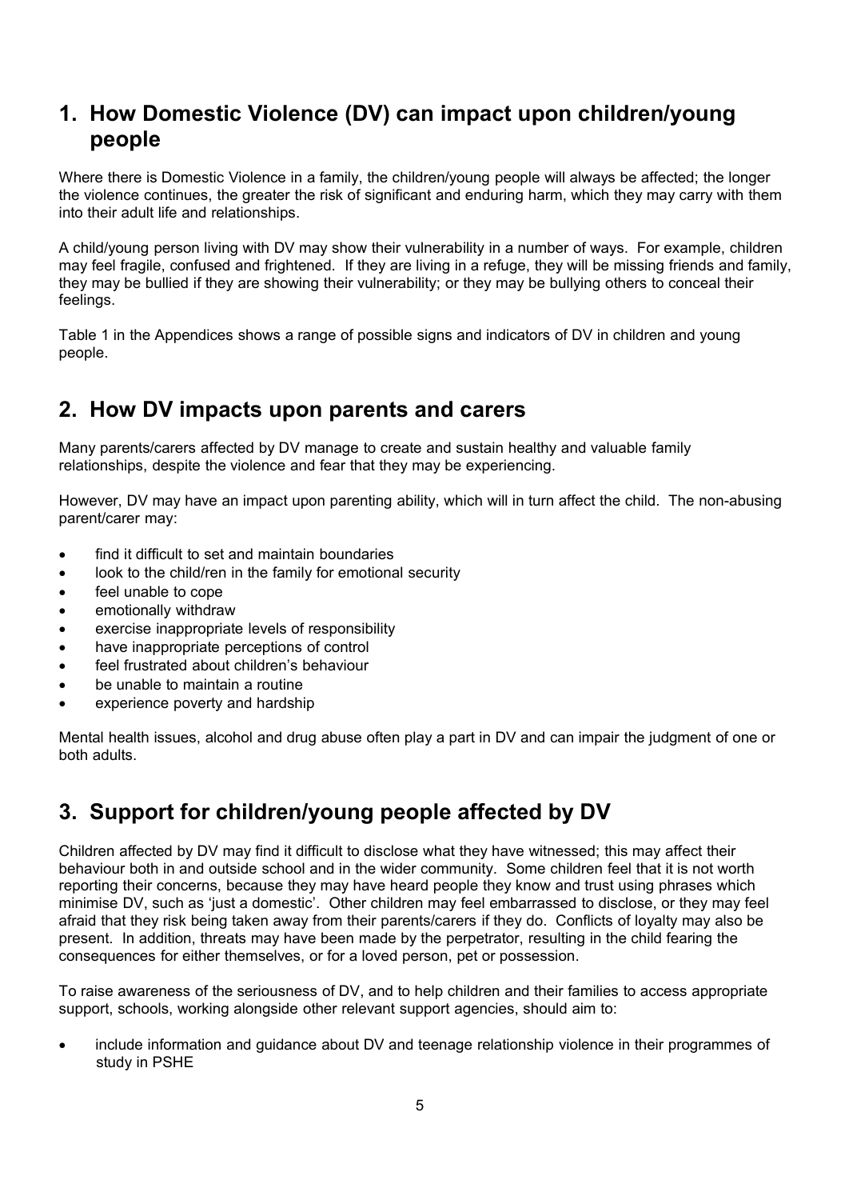## 1. How Domestic Violence (DV) can impact upon children/young people

Where there is Domestic Violence in a family, the children/young people will always be affected; the longer the violence continues, the greater the risk of significant and enduring harm, which they may carry with them into their adult life and relationships.

A child/young person living with DV may show their vulnerability in a number of ways. For example, children may feel fragile, confused and frightened. If they are living in a refuge, they will be missing friends and family, they may be bullied if they are showing their vulnerability; or they may be bullying others to conceal their feelings.

Table 1 in the Appendices shows a range of possible signs and indicators of DV in children and young people.

## 2. How DV impacts upon parents and carers

Many parents/carers affected by DV manage to create and sustain healthy and valuable family relationships, despite the violence and fear that they may be experiencing.

However, DV may have an impact upon parenting ability, which will in turn affect the child. The non-abusing parent/carer may:

- find it difficult to set and maintain boundaries
- look to the child/ren in the family for emotional security
- feel unable to cope
- emotionally withdraw
- exercise inappropriate levels of responsibility
- have inappropriate perceptions of control
- feel frustrated about children's behaviour
- be unable to maintain a routine
- experience poverty and hardship

Mental health issues, alcohol and drug abuse often play a part in DV and can impair the judgment of one or both adults.

## 3. Support for children/young people affected by DV

Children affected by DV may find it difficult to disclose what they have witnessed; this may affect their behaviour both in and outside school and in the wider community. Some children feel that it is not worth reporting their concerns, because they may have heard people they know and trust using phrases which minimise DV, such as 'just a domestic'. Other children may feel embarrassed to disclose, or they may feel afraid that they risk being taken away from their parents/carers if they do. Conflicts of loyalty may also be present. In addition, threats may have been made by the perpetrator, resulting in the child fearing the consequences for either themselves, or for a loved person, pet or possession.

To raise awareness of the seriousness of DV, and to help children and their families to access appropriate support, schools, working alongside other relevant support agencies, should aim to:

- include information and guidance about DV and teenage relationship violence in their programmes of study in PSHE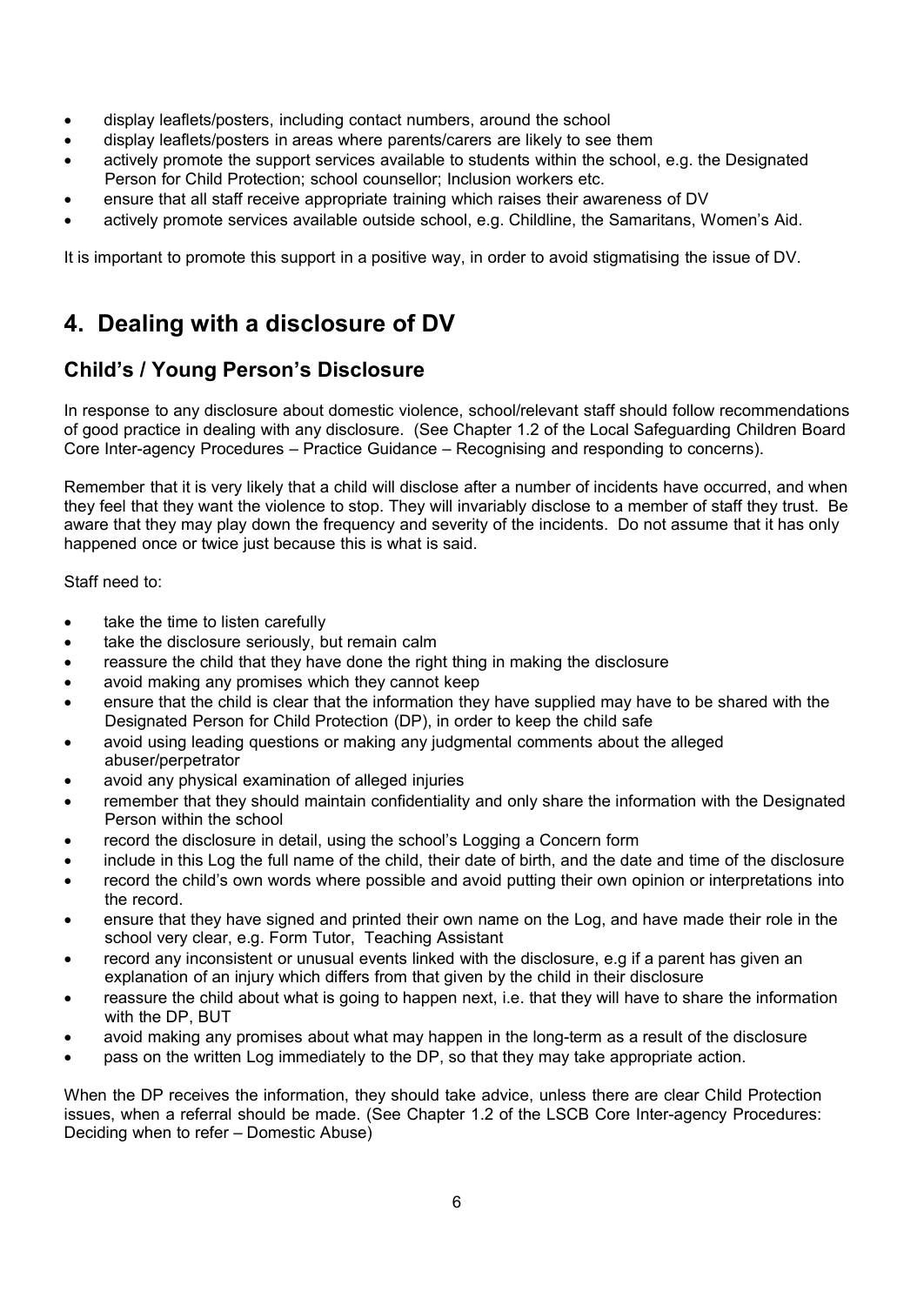- display leaflets/posters, including contact numbers, around the school
- display leaflets/posters in areas where parents/carers are likely to see them
- actively promote the support services available to students within the school, e.g. the Designated Person for Child Protection; school counsellor; Inclusion workers etc.
- ensure that all staff receive appropriate training which raises their awareness of DV
- actively promote services available outside school, e.g. Childline, the Samaritans, Women's Aid.

It is important to promote this support in a positive way, in order to avoid stigmatising the issue of DV.

# 4. Dealing with a disclosure of DV

## Child's / Young Person's Disclosure

In response to any disclosure about domestic violence, school/relevant staff should follow recommendations of good practice in dealing with any disclosure. (See Chapter 1.2 of the Local Safeguarding Children Board Core Inter-agency Procedures – Practice Guidance – Recognising and responding to concerns).

Remember that it is very likely that a child will disclose after a number of incidents have occurred, and when they feel that they want the violence to stop. They will invariably disclose to a member of staff they trust. Be aware that they may play down the frequency and severity of the incidents. Do not assume that it has only happened once or twice just because this is what is said.

Staff need to:

- take the time to listen carefully
- take the disclosure seriously, but remain calm
- reassure the child that they have done the right thing in making the disclosure
- avoid making any promises which they cannot keep
- ensure that the child is clear that the information they have supplied may have to be shared with the Designated Person for Child Protection (DP), in order to keep the child safe
- avoid using leading questions or making any judgmental comments about the alleged abuser/perpetrator
- avoid any physical examination of alleged injuries
- remember that they should maintain confidentiality and only share the information with the Designated Person within the school
- record the disclosure in detail, using the school's Logging a Concern form
- include in this Log the full name of the child, their date of birth, and the date and time of the disclosure
- record the child's own words where possible and avoid putting their own opinion or interpretations into the record.
- ensure that they have signed and printed their own name on the Log, and have made their role in the school very clear, e.g. Form Tutor, Teaching Assistant
- record any inconsistent or unusual events linked with the disclosure, e.g if a parent has given an explanation of an injury which differs from that given by the child in their disclosure
- reassure the child about what is going to happen next, i.e. that they will have to share the information with the DP, BUT
- avoid making any promises about what may happen in the long-term as a result of the disclosure
- pass on the written Log immediately to the DP, so that they may take appropriate action.

When the DP receives the information, they should take advice, unless there are clear Child Protection issues, when a referral should be made. (See Chapter 1.2 of the LSCB Core Inter-agency Procedures: Deciding when to refer – Domestic Abuse)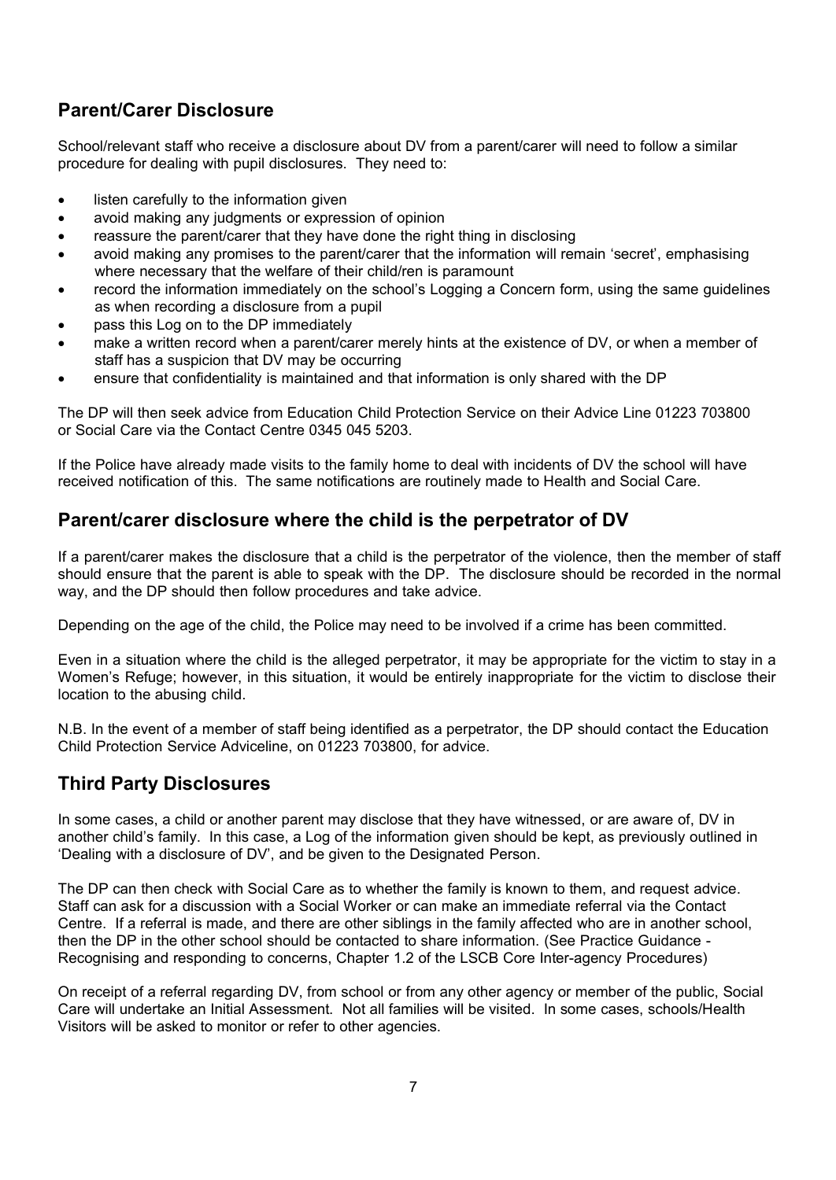## Parent/Carer Disclosure

School/relevant staff who receive a disclosure about DV from a parent/carer will need to follow a similar procedure for dealing with pupil disclosures. They need to:

- listen carefully to the information given
- avoid making any judgments or expression of opinion
- reassure the parent/carer that they have done the right thing in disclosing
- avoid making any promises to the parent/carer that the information will remain 'secret', emphasising where necessary that the welfare of their child/ren is paramount
- record the information immediately on the school's Logging a Concern form, using the same guidelines as when recording a disclosure from a pupil
- pass this Log on to the DP immediately
- make a written record when a parent/carer merely hints at the existence of DV, or when a member of staff has a suspicion that DV may be occurring
- ensure that confidentiality is maintained and that information is only shared with the DP

The DP will then seek advice from Education Child Protection Service on their Advice Line 01223 703800 or Social Care via the Contact Centre 0345 045 5203.

If the Police have already made visits to the family home to deal with incidents of DV the school will have received notification of this. The same notifications are routinely made to Health and Social Care.

## Parent/carer disclosure where the child is the perpetrator of DV

If a parent/carer makes the disclosure that a child is the perpetrator of the violence, then the member of staff should ensure that the parent is able to speak with the DP. The disclosure should be recorded in the normal way, and the DP should then follow procedures and take advice.

Depending on the age of the child, the Police may need to be involved if a crime has been committed.

Even in a situation where the child is the alleged perpetrator, it may be appropriate for the victim to stay in a Women's Refuge; however, in this situation, it would be entirely inappropriate for the victim to disclose their location to the abusing child.

N.B. In the event of a member of staff being identified as a perpetrator, the DP should contact the Education Child Protection Service Adviceline, on 01223 703800, for advice.

## Third Party Disclosures

In some cases, a child or another parent may disclose that they have witnessed, or are aware of, DV in another child's family. In this case, a Log of the information given should be kept, as previously outlined in 'Dealing with a disclosure of DV', and be given to the Designated Person.

The DP can then check with Social Care as to whether the family is known to them, and request advice. Staff can ask for a discussion with a Social Worker or can make an immediate referral via the Contact Centre. If a referral is made, and there are other siblings in the family affected who are in another school, then the DP in the other school should be contacted to share information. (See Practice Guidance - Recognising and responding to concerns, Chapter 1.2 of the LSCB Core Inter-agency Procedures)

On receipt of a referral regarding DV, from school or from any other agency or member of the public, Social Care will undertake an Initial Assessment. Not all families will be visited. In some cases, schools/Health Visitors will be asked to monitor or refer to other agencies.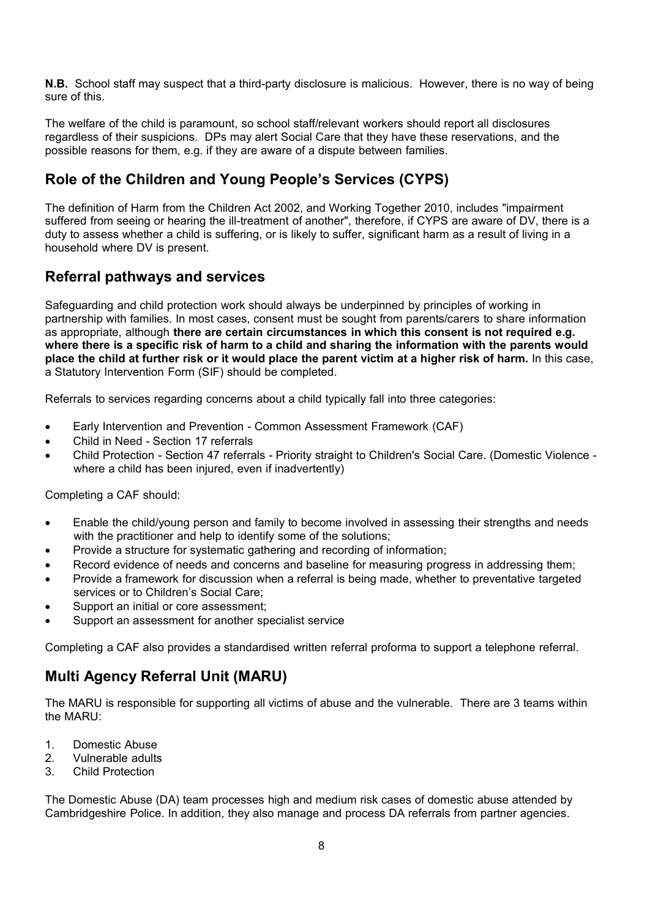**N.B.** School staff may suspect that a third-party disclosure is malicious. However, there is no way of being sure of this.

The welfare of the child is paramount, so school staff/relevant workers should report all disclosures regardless of their suspicions. DPs may alert Social Care that they have these reservations, and the possible reasons for them, e.g. if they are aware of a dispute between families.

## Role of the Children and Young People's Services (CYPS)

The definition of Harm from the Children Act 2002, and Working Together 2010, includes "impairment suffered from seeing or hearing the ill-treatment of another", therefore, if CYPS are aware of DV, there is a duty to assess whether a child is suffering, or is likely to suffer, significant harm as a result of living in a household where DV is present.

## Referral pathways and services

Safeguarding and child protection work should always be underpinned by principles of working in partnership with families. In most cases, consent must be sought from parents/carers to share information as appropriate, although **there are certain circumstances in which this consent is not required e.g. where there is a specific risk of harm to a child and sharing the information with the parents would place the child at further risk or it would place the parent victim at a higher risk of harm.** In this case, a Statutory Intervention Form (SIF) should be completed.

Referrals to services regarding concerns about a child typically fall into three categories:

- Early Intervention and Prevention - Common Assessment Framework (CAF)
- Child in Need - Section 17 referrals
- Child Protection - Section 47 referrals - Priority straight to Children's Social Care. (Domestic Violence - where a child has been injured, even if inadvertently)

Completing a CAF should:

- Enable the child/young person and family to become involved in assessing their strengths and needs with the practitioner and help to identify some of the solutions;
- Provide a structure for systematic gathering and recording of information;
- Record evidence of needs and concerns and baseline for measuring progress in addressing them;
- Provide a framework for discussion when a referral is being made, whether to preventative targeted services or to Children's Social Care;
- Support an initial or core assessment;
- Support an assessment for another specialist service

Completing a CAF also provides a standardised written referral proforma to support a telephone referral.

## Multi Agency Referral Unit (MARU)

The MARU is responsible for supporting all victims of abuse and the vulnerable. There are 3 teams within the MARU:

1. Domestic Abuse
2. Vulnerable adults
3. Child Protection

The Domestic Abuse (DA) team processes high and medium risk cases of domestic abuse attended by Cambridgeshire Police. In addition, they also manage and process DA referrals from partner agencies.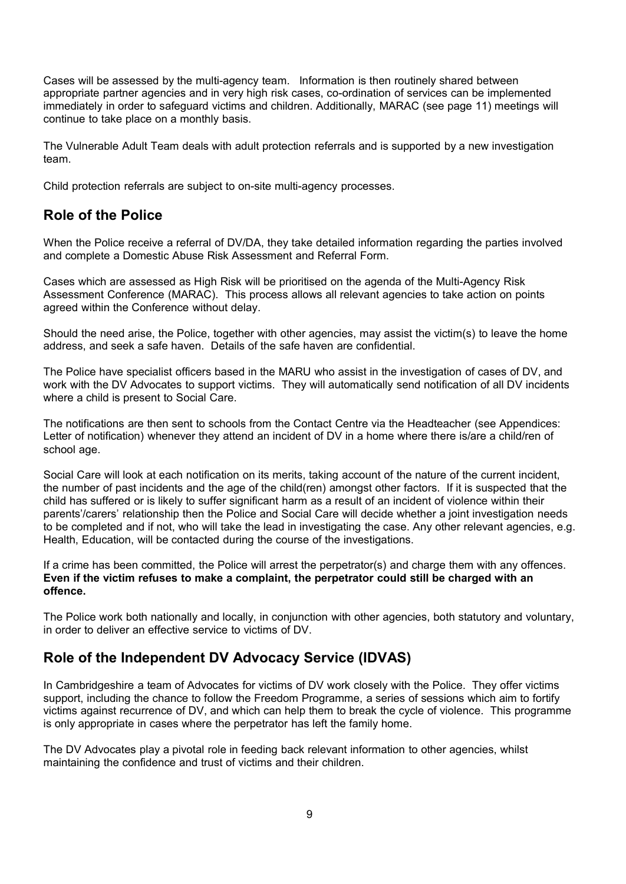Cases will be assessed by the multi-agency team. Information is then routinely shared between appropriate partner agencies and in very high risk cases, co-ordination of services can be implemented immediately in order to safeguard victims and children. Additionally, MARAC (see page 11) meetings will continue to take place on a monthly basis.

The Vulnerable Adult Team deals with adult protection referrals and is supported by a new investigation team.

Child protection referrals are subject to on-site multi-agency processes.

## Role of the Police

When the Police receive a referral of DV/DA, they take detailed information regarding the parties involved and complete a Domestic Abuse Risk Assessment and Referral Form.

Cases which are assessed as High Risk will be prioritised on the agenda of the Multi-Agency Risk Assessment Conference (MARAC). This process allows all relevant agencies to take action on points agreed within the Conference without delay.

Should the need arise, the Police, together with other agencies, may assist the victim(s) to leave the home address, and seek a safe haven. Details of the safe haven are confidential.

The Police have specialist officers based in the MARU who assist in the investigation of cases of DV, and work with the DV Advocates to support victims. They will automatically send notification of all DV incidents where a child is present to Social Care.

The notifications are then sent to schools from the Contact Centre via the Headteacher (see Appendices: Letter of notification) whenever they attend an incident of DV in a home where there is/are a child/ren of school age.

Social Care will look at each notification on its merits, taking account of the nature of the current incident, the number of past incidents and the age of the child(ren) amongst other factors. If it is suspected that the child has suffered or is likely to suffer significant harm as a result of an incident of violence within their parents'/carers' relationship then the Police and Social Care will decide whether a joint investigation needs to be completed and if not, who will take the lead in investigating the case. Any other relevant agencies, e.g. Health, Education, will be contacted during the course of the investigations.

If a crime has been committed, the Police will arrest the perpetrator(s) and charge them with any offences. **Even if the victim refuses to make a complaint, the perpetrator could still be charged with an offence.**

The Police work both nationally and locally, in conjunction with other agencies, both statutory and voluntary, in order to deliver an effective service to victims of DV.

## Role of the Independent DV Advocacy Service (IDVAS)

In Cambridgeshire a team of Advocates for victims of DV work closely with the Police. They offer victims support, including the chance to follow the Freedom Programme, a series of sessions which aim to fortify victims against recurrence of DV, and which can help them to break the cycle of violence. This programme is only appropriate in cases where the perpetrator has left the family home.

The DV Advocates play a pivotal role in feeding back relevant information to other agencies, whilst maintaining the confidence and trust of victims and their children.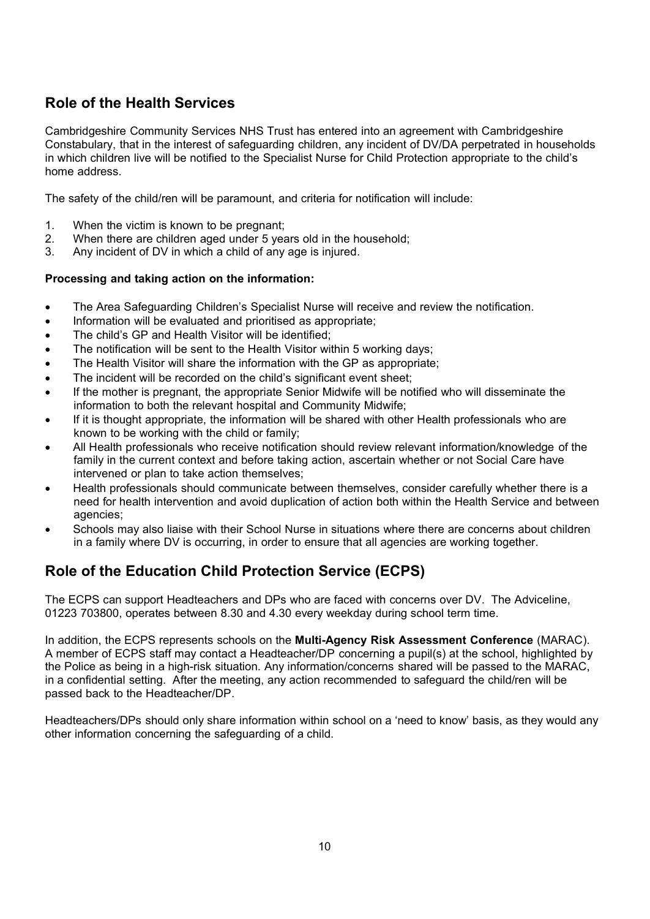## Role of the Health Services

Cambridgeshire Community Services NHS Trust has entered into an agreement with Cambridgeshire Constabulary, that in the interest of safeguarding children, any incident of DV/DA perpetrated in households in which children live will be notified to the Specialist Nurse for Child Protection appropriate to the child's home address.

The safety of the child/ren will be paramount, and criteria for notification will include:

1. When the victim is known to be pregnant;
2. When there are children aged under 5 years old in the household;
3. Any incident of DV in which a child of any age is injured.

**Processing and taking action on the information:**

- The Area Safeguarding Children's Specialist Nurse will receive and review the notification.
- Information will be evaluated and prioritised as appropriate;
- The child's GP and Health Visitor will be identified;
- The notification will be sent to the Health Visitor within 5 working days;
- The Health Visitor will share the information with the GP as appropriate;
- The incident will be recorded on the child's significant event sheet;
- If the mother is pregnant, the appropriate Senior Midwife will be notified who will disseminate the information to both the relevant hospital and Community Midwife;
- If it is thought appropriate, the information will be shared with other Health professionals who are known to be working with the child or family;
- All Health professionals who receive notification should review relevant information/knowledge of the family in the current context and before taking action, ascertain whether or not Social Care have intervened or plan to take action themselves;
- Health professionals should communicate between themselves, consider carefully whether there is a need for health intervention and avoid duplication of action both within the Health Service and between agencies;
- Schools may also liaise with their School Nurse in situations where there are concerns about children in a family where DV is occurring, in order to ensure that all agencies are working together.

## Role of the Education Child Protection Service (ECPS)

The ECPS can support Headteachers and DPs who are faced with concerns over DV. The Adviceline, 01223 703800, operates between 8.30 and 4.30 every weekday during school term time.

In addition, the ECPS represents schools on the **Multi-Agency Risk Assessment Conference** (MARAC). A member of ECPS staff may contact a Headteacher/DP concerning a pupil(s) at the school, highlighted by the Police as being in a high-risk situation. Any information/concerns shared will be passed to the MARAC, in a confidential setting. After the meeting, any action recommended to safeguard the child/ren will be passed back to the Headteacher/DP.

Headteachers/DPs should only share information within school on a 'need to know' basis, as they would any other information concerning the safeguarding of a child.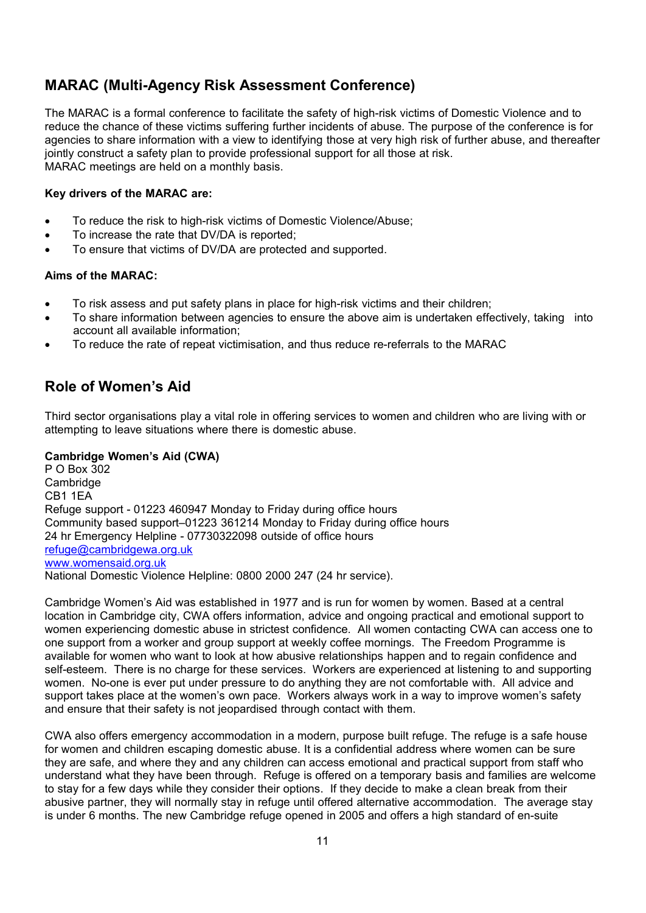## MARAC (Multi-Agency Risk Assessment Conference)

The MARAC is a formal conference to facilitate the safety of high-risk victims of Domestic Violence and to reduce the chance of these victims suffering further incidents of abuse. The purpose of the conference is for agencies to share information with a view to identifying those at very high risk of further abuse, and thereafter jointly construct a safety plan to provide professional support for all those at risk.
MARAC meetings are held on a monthly basis.

**Key drivers of the MARAC are:**

- To reduce the risk to high-risk victims of Domestic Violence/Abuse;
- To increase the rate that DV/DA is reported;
- To ensure that victims of DV/DA are protected and supported.

**Aims of the MARAC:**

- To risk assess and put safety plans in place for high-risk victims and their children;
- To share information between agencies to ensure the above aim is undertaken effectively, taking into account all available information;
- To reduce the rate of repeat victimisation, and thus reduce re-referrals to the MARAC

## Role of Women's Aid

Third sector organisations play a vital role in offering services to women and children who are living with or attempting to leave situations where there is domestic abuse.

**Cambridge Women's Aid (CWA)**
P O Box 302
Cambridge
CB1 1EA
Refuge support - 01223 460947 Monday to Friday during office hours
Community based support–01223 361214 Monday to Friday during office hours
24 hr Emergency Helpline - 07730322098 outside of office hours
refuge@cambridgewa.org.uk
www.womensaid.org.uk
National Domestic Violence Helpline: 0800 2000 247 (24 hr service).

Cambridge Women's Aid was established in 1977 and is run for women by women. Based at a central location in Cambridge city, CWA offers information, advice and ongoing practical and emotional support to women experiencing domestic abuse in strictest confidence. All women contacting CWA can access one to one support from a worker and group support at weekly coffee mornings. The Freedom Programme is available for women who want to look at how abusive relationships happen and to regain confidence and self-esteem. There is no charge for these services. Workers are experienced at listening to and supporting women. No-one is ever put under pressure to do anything they are not comfortable with. All advice and support takes place at the women's own pace. Workers always work in a way to improve women's safety and ensure that their safety is not jeopardised through contact with them.

CWA also offers emergency accommodation in a modern, purpose built refuge. The refuge is a safe house for women and children escaping domestic abuse. It is a confidential address where women can be sure they are safe, and where they and any children can access emotional and practical support from staff who understand what they have been through. Refuge is offered on a temporary basis and families are welcome to stay for a few days while they consider their options. If they decide to make a clean break from their abusive partner, they will normally stay in refuge until offered alternative accommodation. The average stay is under 6 months. The new Cambridge refuge opened in 2005 and offers a high standard of en-suite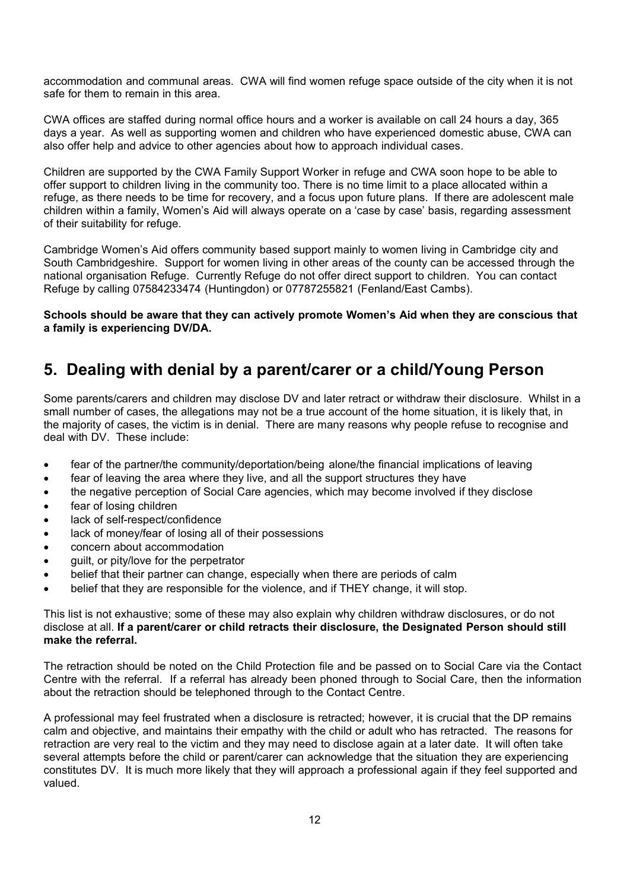accommodation and communal areas. CWA will find women refuge space outside of the city when it is not safe for them to remain in this area.

CWA offices are staffed during normal office hours and a worker is available on call 24 hours a day, 365 days a year. As well as supporting women and children who have experienced domestic abuse, CWA can also offer help and advice to other agencies about how to approach individual cases.

Children are supported by the CWA Family Support Worker in refuge and CWA soon hope to be able to offer support to children living in the community too. There is no time limit to a place allocated within a refuge, as there needs to be time for recovery, and a focus upon future plans. If there are adolescent male children within a family, Women's Aid will always operate on a 'case by case' basis, regarding assessment of their suitability for refuge.

Cambridge Women's Aid offers community based support mainly to women living in Cambridge city and South Cambridgeshire. Support for women living in other areas of the county can be accessed through the national organisation Refuge. Currently Refuge do not offer direct support to children. You can contact Refuge by calling 07584233474 (Huntingdon) or 07787255821 (Fenland/East Cambs).

**Schools should be aware that they can actively promote Women's Aid when they are conscious that a family is experiencing DV/DA.**

## 5. Dealing with denial by a parent/carer or a child/Young Person

Some parents/carers and children may disclose DV and later retract or withdraw their disclosure. Whilst in a small number of cases, the allegations may not be a true account of the home situation, it is likely that, in the majority of cases, the victim is in denial. There are many reasons why people refuse to recognise and deal with DV. These include:

- fear of the partner/the community/deportation/being alone/the financial implications of leaving
- fear of leaving the area where they live, and all the support structures they have
- the negative perception of Social Care agencies, which may become involved if they disclose
- fear of losing children
- lack of self-respect/confidence
- lack of money/fear of losing all of their possessions
- concern about accommodation
- guilt, or pity/love for the perpetrator
- belief that their partner can change, especially when there are periods of calm
- belief that they are responsible for the violence, and if THEY change, it will stop.

This list is not exhaustive; some of these may also explain why children withdraw disclosures, or do not disclose at all. **If a parent/carer or child retracts their disclosure, the Designated Person should still make the referral.**

The retraction should be noted on the Child Protection file and be passed on to Social Care via the Contact Centre with the referral. If a referral has already been phoned through to Social Care, then the information about the retraction should be telephoned through to the Contact Centre.

A professional may feel frustrated when a disclosure is retracted; however, it is crucial that the DP remains calm and objective, and maintains their empathy with the child or adult who has retracted. The reasons for retraction are very real to the victim and they may need to disclose again at a later date. It will often take several attempts before the child or parent/carer can acknowledge that the situation they are experiencing constitutes DV. It is much more likely that they will approach a professional again if they feel supported and valued.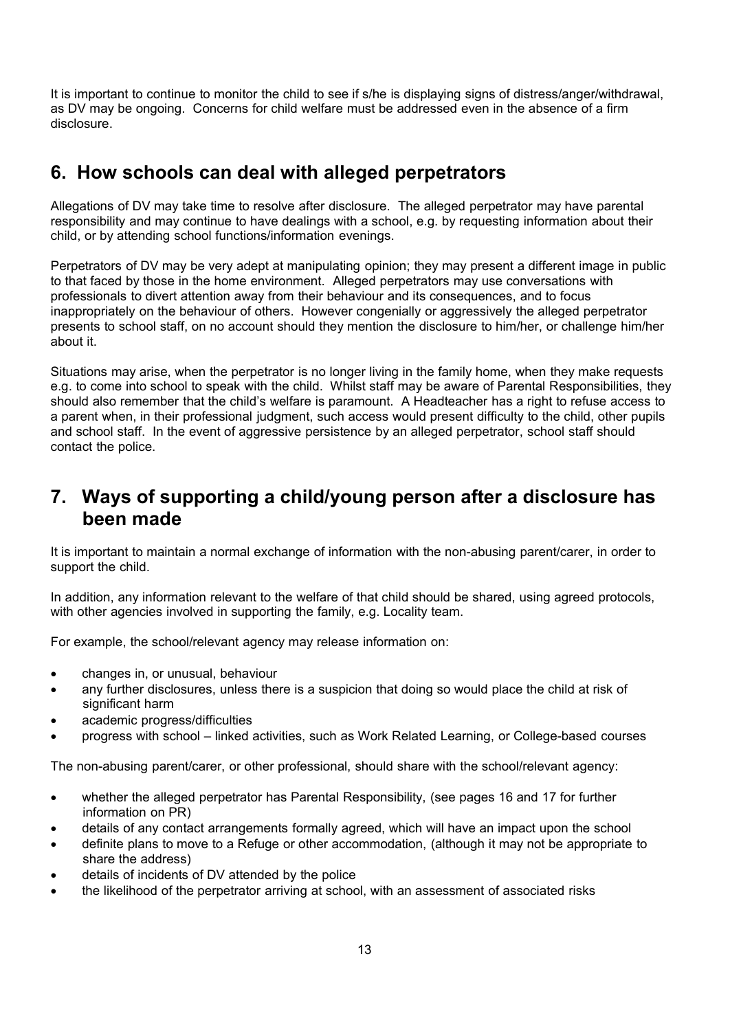It is important to continue to monitor the child to see if s/he is displaying signs of distress/anger/withdrawal, as DV may be ongoing. Concerns for child welfare must be addressed even in the absence of a firm disclosure.

## 6. How schools can deal with alleged perpetrators

Allegations of DV may take time to resolve after disclosure. The alleged perpetrator may have parental responsibility and may continue to have dealings with a school, e.g. by requesting information about their child, or by attending school functions/information evenings.

Perpetrators of DV may be very adept at manipulating opinion; they may present a different image in public to that faced by those in the home environment. Alleged perpetrators may use conversations with professionals to divert attention away from their behaviour and its consequences, and to focus inappropriately on the behaviour of others. However congenially or aggressively the alleged perpetrator presents to school staff, on no account should they mention the disclosure to him/her, or challenge him/her about it.

Situations may arise, when the perpetrator is no longer living in the family home, when they make requests e.g. to come into school to speak with the child. Whilst staff may be aware of Parental Responsibilities, they should also remember that the child's welfare is paramount. A Headteacher has a right to refuse access to a parent when, in their professional judgment, such access would present difficulty to the child, other pupils and school staff. In the event of aggressive persistence by an alleged perpetrator, school staff should contact the police.

## 7. Ways of supporting a child/young person after a disclosure has been made

It is important to maintain a normal exchange of information with the non-abusing parent/carer, in order to support the child.

In addition, any information relevant to the welfare of that child should be shared, using agreed protocols, with other agencies involved in supporting the family, e.g. Locality team.

For example, the school/relevant agency may release information on:

- changes in, or unusual, behaviour
- any further disclosures, unless there is a suspicion that doing so would place the child at risk of significant harm
- academic progress/difficulties
- progress with school – linked activities, such as Work Related Learning, or College-based courses

The non-abusing parent/carer, or other professional, should share with the school/relevant agency:

- whether the alleged perpetrator has Parental Responsibility, (see pages 16 and 17 for further information on PR)
- details of any contact arrangements formally agreed, which will have an impact upon the school
- definite plans to move to a Refuge or other accommodation, (although it may not be appropriate to share the address)
- details of incidents of DV attended by the police
- the likelihood of the perpetrator arriving at school, with an assessment of associated risks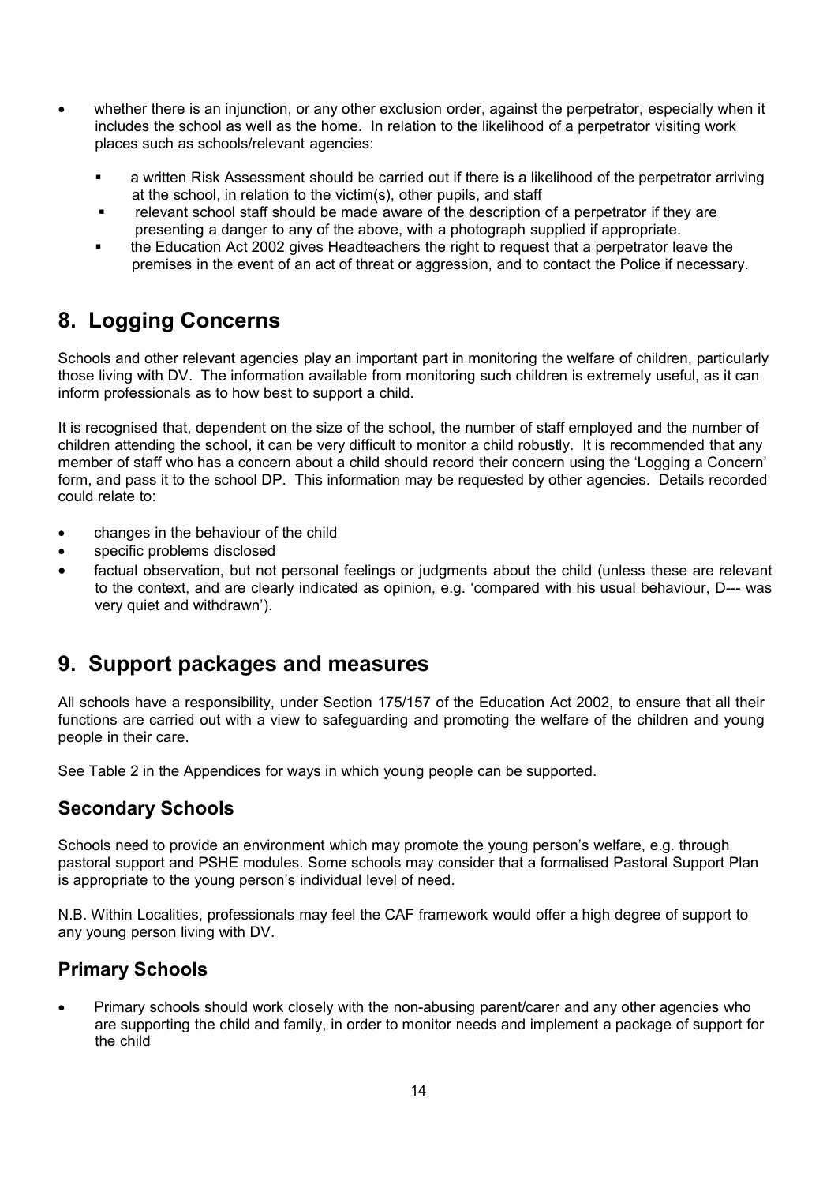- whether there is an injunction, or any other exclusion order, against the perpetrator, especially when it includes the school as well as the home. In relation to the likelihood of a perpetrator visiting work places such as schools/relevant agencies:
  - a written Risk Assessment should be carried out if there is a likelihood of the perpetrator arriving at the school, in relation to the victim(s), other pupils, and staff
  - relevant school staff should be made aware of the description of a perpetrator if they are presenting a danger to any of the above, with a photograph supplied if appropriate.
  - the Education Act 2002 gives Headteachers the right to request that a perpetrator leave the premises in the event of an act of threat or aggression, and to contact the Police if necessary.

## 8. Logging Concerns

Schools and other relevant agencies play an important part in monitoring the welfare of children, particularly those living with DV. The information available from monitoring such children is extremely useful, as it can inform professionals as to how best to support a child.

It is recognised that, dependent on the size of the school, the number of staff employed and the number of children attending the school, it can be very difficult to monitor a child robustly. It is recommended that any member of staff who has a concern about a child should record their concern using the 'Logging a Concern' form, and pass it to the school DP. This information may be requested by other agencies. Details recorded could relate to:

- changes in the behaviour of the child
- specific problems disclosed
- factual observation, but not personal feelings or judgments about the child (unless these are relevant to the context, and are clearly indicated as opinion, e.g. 'compared with his usual behaviour, D--- was very quiet and withdrawn').

## 9. Support packages and measures

All schools have a responsibility, under Section 175/157 of the Education Act 2002, to ensure that all their functions are carried out with a view to safeguarding and promoting the welfare of the children and young people in their care.

See Table 2 in the Appendices for ways in which young people can be supported.

### Secondary Schools

Schools need to provide an environment which may promote the young person's welfare, e.g. through pastoral support and PSHE modules. Some schools may consider that a formalised Pastoral Support Plan is appropriate to the young person's individual level of need.

N.B. Within Localities, professionals may feel the CAF framework would offer a high degree of support to any young person living with DV.

### Primary Schools

- Primary schools should work closely with the non-abusing parent/carer and any other agencies who are supporting the child and family, in order to monitor needs and implement a package of support for the child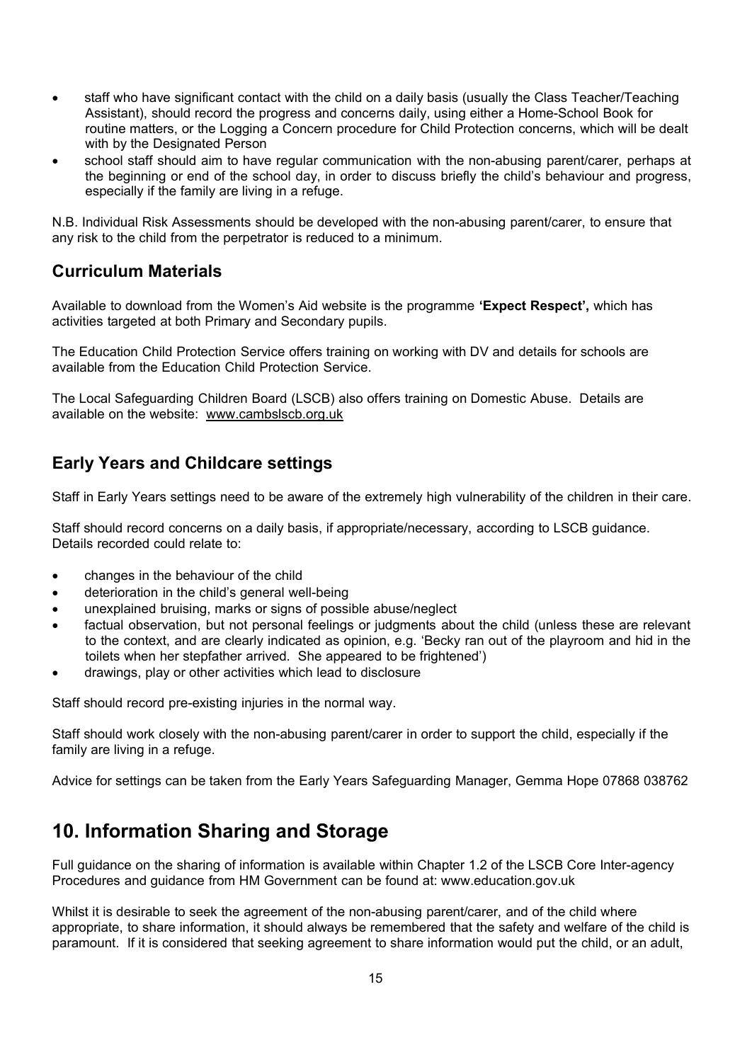- staff who have significant contact with the child on a daily basis (usually the Class Teacher/Teaching Assistant), should record the progress and concerns daily, using either a Home-School Book for routine matters, or the Logging a Concern procedure for Child Protection concerns, which will be dealt with by the Designated Person
- school staff should aim to have regular communication with the non-abusing parent/carer, perhaps at the beginning or end of the school day, in order to discuss briefly the child's behaviour and progress, especially if the family are living in a refuge.

N.B. Individual Risk Assessments should be developed with the non-abusing parent/carer, to ensure that any risk to the child from the perpetrator is reduced to a minimum.

### Curriculum Materials

Available to download from the Women's Aid website is the programme **'Expect Respect',** which has activities targeted at both Primary and Secondary pupils.

The Education Child Protection Service offers training on working with DV and details for schools are available from the Education Child Protection Service.

The Local Safeguarding Children Board (LSCB) also offers training on Domestic Abuse. Details are available on the website: www.cambslscb.org.uk

### Early Years and Childcare settings

Staff in Early Years settings need to be aware of the extremely high vulnerability of the children in their care.

Staff should record concerns on a daily basis, if appropriate/necessary, according to LSCB guidance. Details recorded could relate to:

- changes in the behaviour of the child
- deterioration in the child's general well-being
- unexplained bruising, marks or signs of possible abuse/neglect
- factual observation, but not personal feelings or judgments about the child (unless these are relevant to the context, and are clearly indicated as opinion, e.g. 'Becky ran out of the playroom and hid in the toilets when her stepfather arrived. She appeared to be frightened')
- drawings, play or other activities which lead to disclosure

Staff should record pre-existing injuries in the normal way.

Staff should work closely with the non-abusing parent/carer in order to support the child, especially if the family are living in a refuge.

Advice for settings can be taken from the Early Years Safeguarding Manager, Gemma Hope 07868 038762

## 10. Information Sharing and Storage

Full guidance on the sharing of information is available within Chapter 1.2 of the LSCB Core Inter-agency Procedures and guidance from HM Government can be found at: www.education.gov.uk

Whilst it is desirable to seek the agreement of the non-abusing parent/carer, and of the child where appropriate, to share information, it should always be remembered that the safety and welfare of the child is paramount. If it is considered that seeking agreement to share information would put the child, or an adult,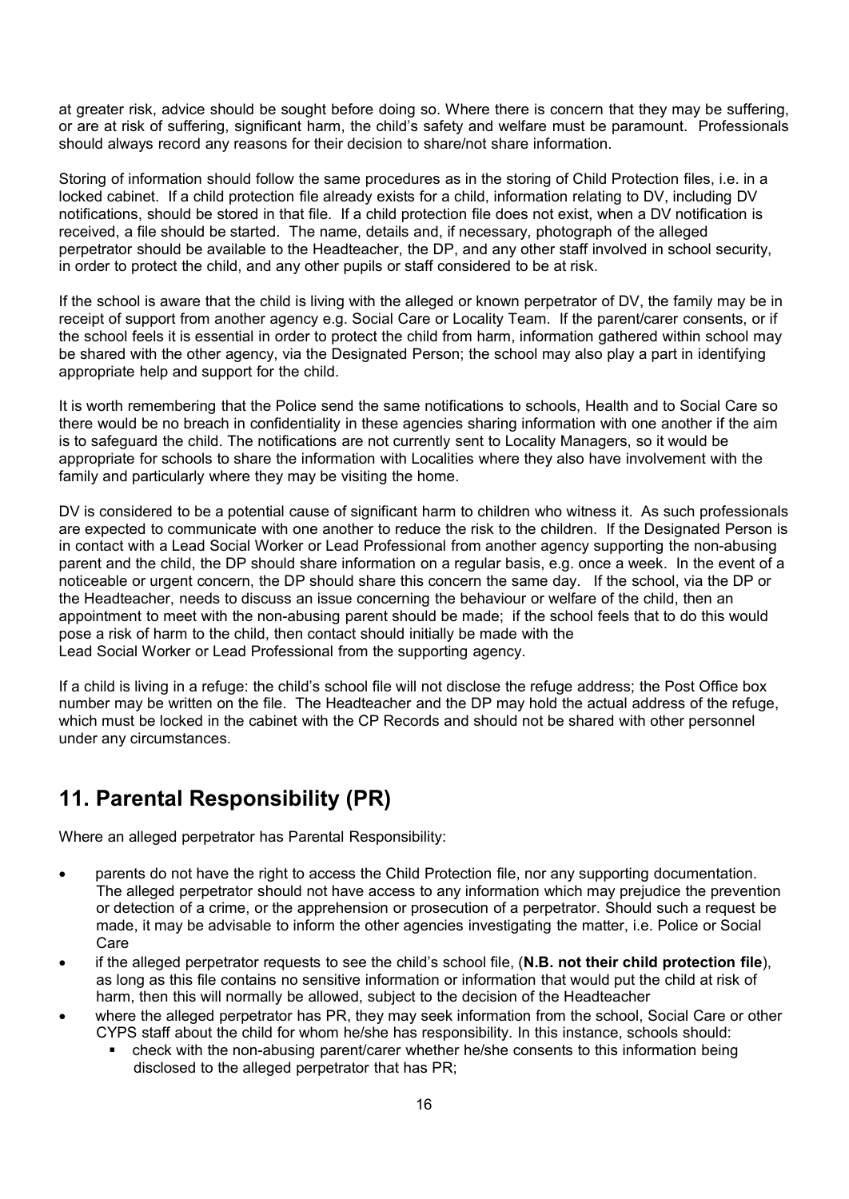at greater risk, advice should be sought before doing so. Where there is concern that they may be suffering, or are at risk of suffering, significant harm, the child's safety and welfare must be paramount. Professionals should always record any reasons for their decision to share/not share information.

Storing of information should follow the same procedures as in the storing of Child Protection files, i.e. in a locked cabinet. If a child protection file already exists for a child, information relating to DV, including DV notifications, should be stored in that file. If a child protection file does not exist, when a DV notification is received, a file should be started. The name, details and, if necessary, photograph of the alleged perpetrator should be available to the Headteacher, the DP, and any other staff involved in school security, in order to protect the child, and any other pupils or staff considered to be at risk.

If the school is aware that the child is living with the alleged or known perpetrator of DV, the family may be in receipt of support from another agency e.g. Social Care or Locality Team. If the parent/carer consents, or if the school feels it is essential in order to protect the child from harm, information gathered within school may be shared with the other agency, via the Designated Person; the school may also play a part in identifying appropriate help and support for the child.

It is worth remembering that the Police send the same notifications to schools, Health and to Social Care so there would be no breach in confidentiality in these agencies sharing information with one another if the aim is to safeguard the child. The notifications are not currently sent to Locality Managers, so it would be appropriate for schools to share the information with Localities where they also have involvement with the family and particularly where they may be visiting the home.

DV is considered to be a potential cause of significant harm to children who witness it. As such professionals are expected to communicate with one another to reduce the risk to the children. If the Designated Person is in contact with a Lead Social Worker or Lead Professional from another agency supporting the non-abusing parent and the child, the DP should share information on a regular basis, e.g. once a week. In the event of a noticeable or urgent concern, the DP should share this concern the same day. If the school, via the DP or the Headteacher, needs to discuss an issue concerning the behaviour or welfare of the child, then an appointment to meet with the non-abusing parent should be made; if the school feels that to do this would pose a risk of harm to the child, then contact should initially be made with the Lead Social Worker or Lead Professional from the supporting agency.

If a child is living in a refuge: the child's school file will not disclose the refuge address; the Post Office box number may be written on the file. The Headteacher and the DP may hold the actual address of the refuge, which must be locked in the cabinet with the CP Records and should not be shared with other personnel under any circumstances.

## 11. Parental Responsibility (PR)

Where an alleged perpetrator has Parental Responsibility:

- parents do not have the right to access the Child Protection file, nor any supporting documentation. The alleged perpetrator should not have access to any information which may prejudice the prevention or detection of a crime, or the apprehension or prosecution of a perpetrator. Should such a request be made, it may be advisable to inform the other agencies investigating the matter, i.e. Police or Social Care
- if the alleged perpetrator requests to see the child's school file, (**N.B. not their child protection file**), as long as this file contains no sensitive information or information that would put the child at risk of harm, then this will normally be allowed, subject to the decision of the Headteacher
- where the alleged perpetrator has PR, they may seek information from the school, Social Care or other CYPS staff about the child for whom he/she has responsibility. In this instance, schools should:
  - check with the non-abusing parent/carer whether he/she consents to this information being disclosed to the alleged perpetrator that has PR;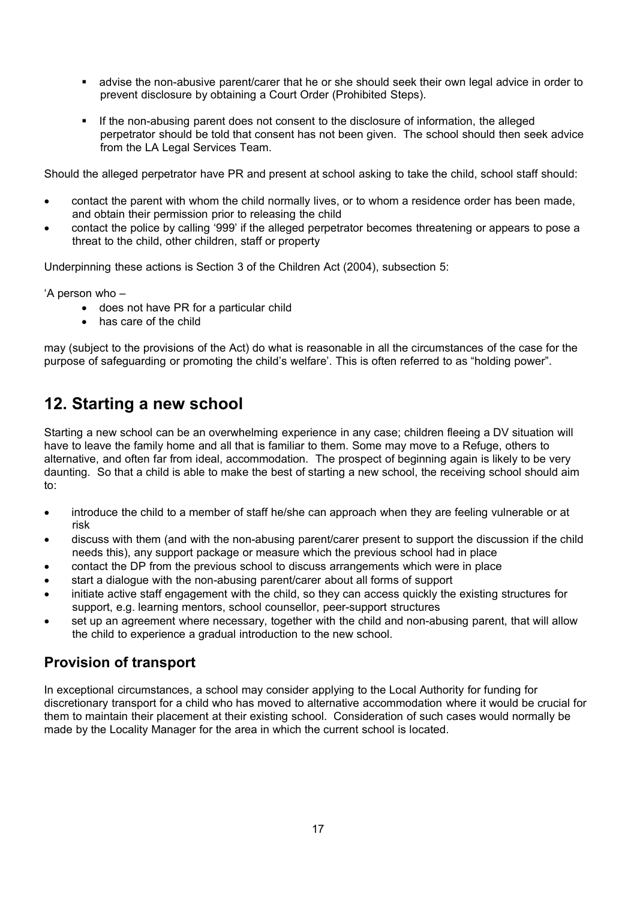- advise the non-abusive parent/carer that he or she should seek their own legal advice in order to prevent disclosure by obtaining a Court Order (Prohibited Steps).

- If the non-abusing parent does not consent to the disclosure of information, the alleged perpetrator should be told that consent has not been given. The school should then seek advice from the LA Legal Services Team.

Should the alleged perpetrator have PR and present at school asking to take the child, school staff should:

- contact the parent with whom the child normally lives, or to whom a residence order has been made, and obtain their permission prior to releasing the child
- contact the police by calling '999' if the alleged perpetrator becomes threatening or appears to pose a threat to the child, other children, staff or property

Underpinning these actions is Section 3 of the Children Act (2004), subsection 5:

'A person who –

- does not have PR for a particular child
- has care of the child

may (subject to the provisions of the Act) do what is reasonable in all the circumstances of the case for the purpose of safeguarding or promoting the child's welfare'. This is often referred to as "holding power".

## 12. Starting a new school

Starting a new school can be an overwhelming experience in any case; children fleeing a DV situation will have to leave the family home and all that is familiar to them. Some may move to a Refuge, others to alternative, and often far from ideal, accommodation. The prospect of beginning again is likely to be very daunting. So that a child is able to make the best of starting a new school, the receiving school should aim to:

- introduce the child to a member of staff he/she can approach when they are feeling vulnerable or at risk
- discuss with them (and with the non-abusing parent/carer present to support the discussion if the child needs this), any support package or measure which the previous school had in place
- contact the DP from the previous school to discuss arrangements which were in place
- start a dialogue with the non-abusing parent/carer about all forms of support
- initiate active staff engagement with the child, so they can access quickly the existing structures for support, e.g. learning mentors, school counsellor, peer-support structures
- set up an agreement where necessary, together with the child and non-abusing parent, that will allow the child to experience a gradual introduction to the new school.

### Provision of transport

In exceptional circumstances, a school may consider applying to the Local Authority for funding for discretionary transport for a child who has moved to alternative accommodation where it would be crucial for them to maintain their placement at their existing school. Consideration of such cases would normally be made by the Locality Manager for the area in which the current school is located.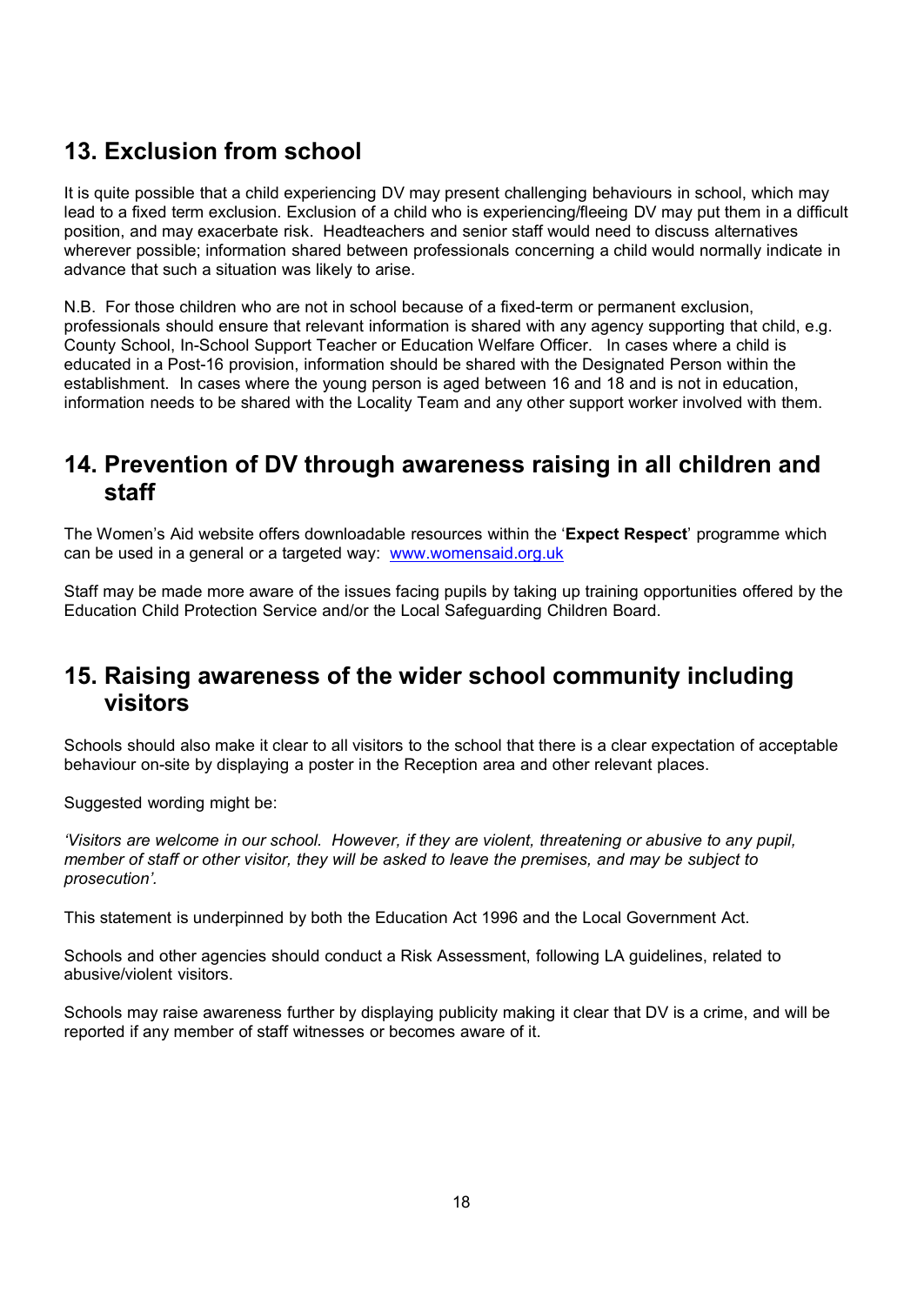## 13. Exclusion from school

It is quite possible that a child experiencing DV may present challenging behaviours in school, which may lead to a fixed term exclusion. Exclusion of a child who is experiencing/fleeing DV may put them in a difficult position, and may exacerbate risk. Headteachers and senior staff would need to discuss alternatives wherever possible; information shared between professionals concerning a child would normally indicate in advance that such a situation was likely to arise.

N.B. For those children who are not in school because of a fixed-term or permanent exclusion, professionals should ensure that relevant information is shared with any agency supporting that child, e.g. County School, In-School Support Teacher or Education Welfare Officer. In cases where a child is educated in a Post-16 provision, information should be shared with the Designated Person within the establishment. In cases where the young person is aged between 16 and 18 and is not in education, information needs to be shared with the Locality Team and any other support worker involved with them.

## 14. Prevention of DV through awareness raising in all children and staff

The Women's Aid website offers downloadable resources within the '**Expect Respect**' programme which can be used in a general or a targeted way: [www.womensaid.org.uk](http://www.womensaid.org.uk)

Staff may be made more aware of the issues facing pupils by taking up training opportunities offered by the Education Child Protection Service and/or the Local Safeguarding Children Board.

## 15. Raising awareness of the wider school community including visitors

Schools should also make it clear to all visitors to the school that there is a clear expectation of acceptable behaviour on-site by displaying a poster in the Reception area and other relevant places.

Suggested wording might be:

*'Visitors are welcome in our school. However, if they are violent, threatening or abusive to any pupil, member of staff or other visitor, they will be asked to leave the premises, and may be subject to prosecution'.*

This statement is underpinned by both the Education Act 1996 and the Local Government Act.

Schools and other agencies should conduct a Risk Assessment, following LA guidelines, related to abusive/violent visitors.

Schools may raise awareness further by displaying publicity making it clear that DV is a crime, and will be reported if any member of staff witnesses or becomes aware of it.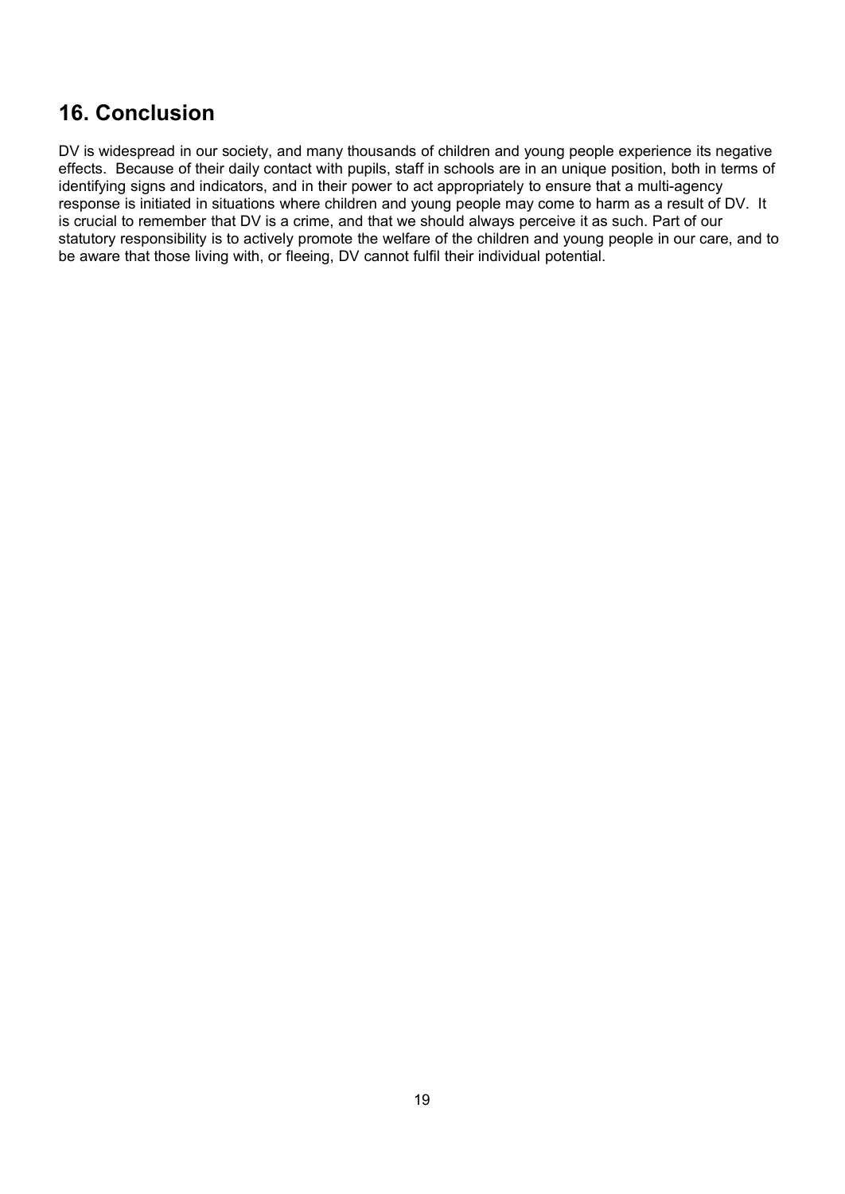## 16. Conclusion

DV is widespread in our society, and many thousands of children and young people experience its negative effects. Because of their daily contact with pupils, staff in schools are in an unique position, both in terms of identifying signs and indicators, and in their power to act appropriately to ensure that a multi-agency response is initiated in situations where children and young people may come to harm as a result of DV. It is crucial to remember that DV is a crime, and that we should always perceive it as such. Part of our statutory responsibility is to actively promote the welfare of the children and young people in our care, and to be aware that those living with, or fleeing, DV cannot fulfil their individual potential.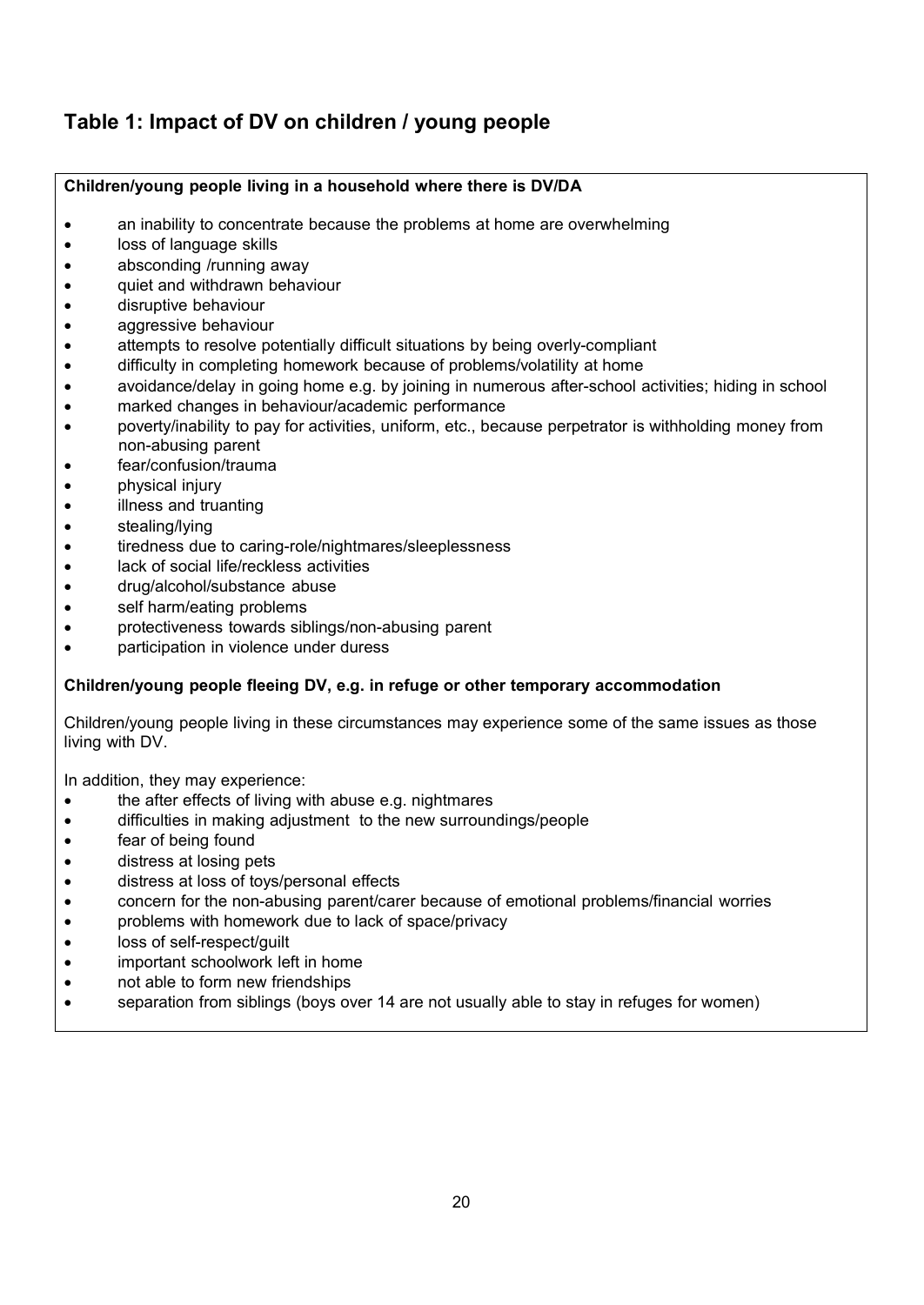## Table 1: Impact of DV on children / young people

**Children/young people living in a household where there is DV/DA**

- an inability to concentrate because the problems at home are overwhelming
- loss of language skills
- absconding /running away
- quiet and withdrawn behaviour
- disruptive behaviour
- aggressive behaviour
- attempts to resolve potentially difficult situations by being overly-compliant
- difficulty in completing homework because of problems/volatility at home
- avoidance/delay in going home e.g. by joining in numerous after-school activities; hiding in school
- marked changes in behaviour/academic performance
- poverty/inability to pay for activities, uniform, etc., because perpetrator is withholding money from non-abusing parent
- fear/confusion/trauma
- physical injury
- illness and truanting
- stealing/lying
- tiredness due to caring-role/nightmares/sleeplessness
- lack of social life/reckless activities
- drug/alcohol/substance abuse
- self harm/eating problems
- protectiveness towards siblings/non-abusing parent
- participation in violence under duress

**Children/young people fleeing DV, e.g. in refuge or other temporary accommodation**

Children/young people living in these circumstances may experience some of the same issues as those living with DV.

In addition, they may experience:

- the after effects of living with abuse e.g. nightmares
- difficulties in making adjustment to the new surroundings/people
- fear of being found
- distress at losing pets
- distress at loss of toys/personal effects
- concern for the non-abusing parent/carer because of emotional problems/financial worries
- problems with homework due to lack of space/privacy
- loss of self-respect/guilt
- important schoolwork left in home
- not able to form new friendships
- separation from siblings (boys over 14 are not usually able to stay in refuges for women)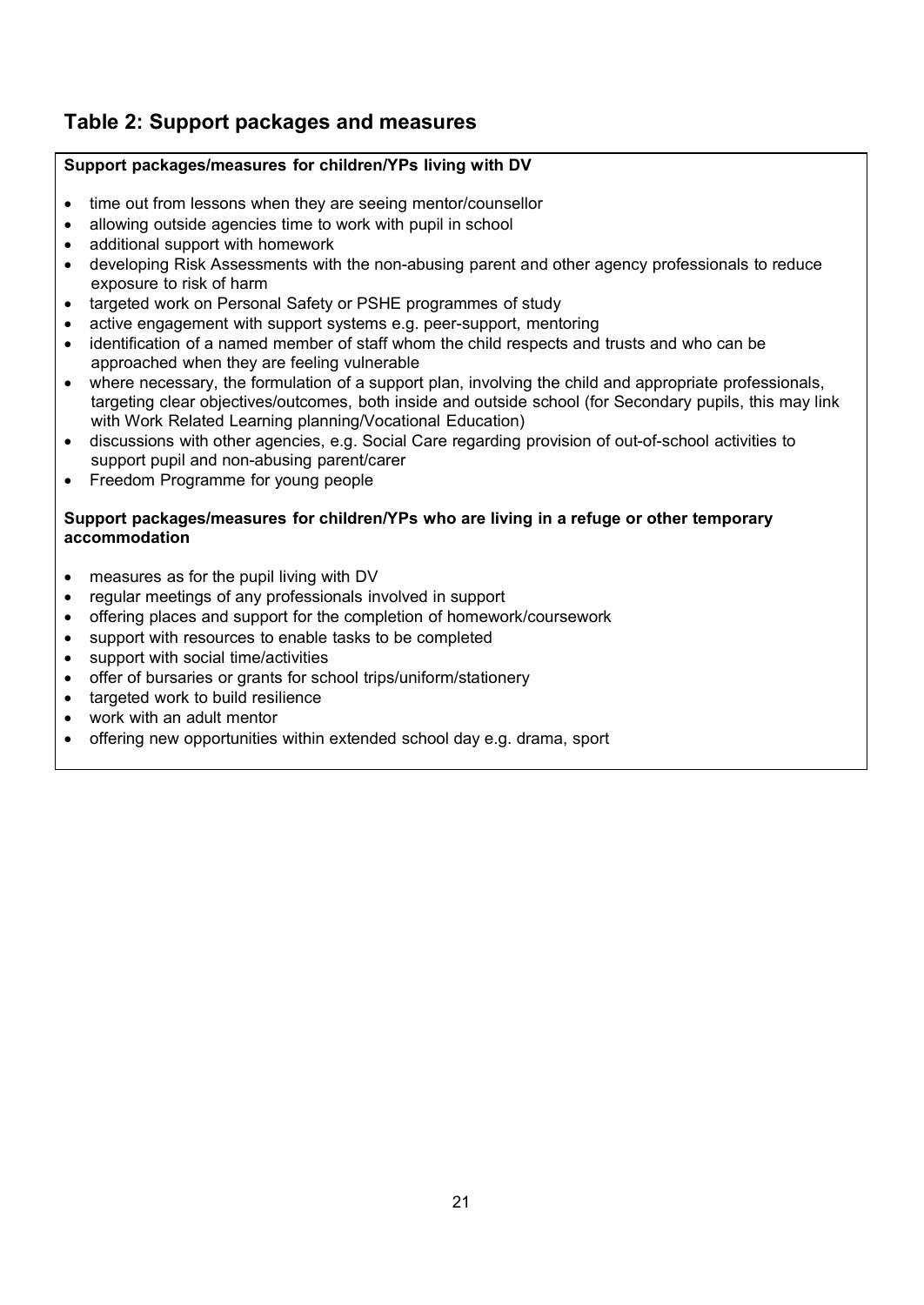## Table 2: Support packages and measures

**Support packages/measures for children/YPs living with DV**

- time out from lessons when they are seeing mentor/counsellor
- allowing outside agencies time to work with pupil in school
- additional support with homework
- developing Risk Assessments with the non-abusing parent and other agency professionals to reduce exposure to risk of harm
- targeted work on Personal Safety or PSHE programmes of study
- active engagement with support systems e.g. peer-support, mentoring
- identification of a named member of staff whom the child respects and trusts and who can be approached when they are feeling vulnerable
- where necessary, the formulation of a support plan, involving the child and appropriate professionals, targeting clear objectives/outcomes, both inside and outside school (for Secondary pupils, this may link with Work Related Learning planning/Vocational Education)
- discussions with other agencies, e.g. Social Care regarding provision of out-of-school activities to support pupil and non-abusing parent/carer
- Freedom Programme for young people

**Support packages/measures for children/YPs who are living in a refuge or other temporary accommodation**

- measures as for the pupil living with DV
- regular meetings of any professionals involved in support
- offering places and support for the completion of homework/coursework
- support with resources to enable tasks to be completed
- support with social time/activities
- offer of bursaries or grants for school trips/uniform/stationery
- targeted work to build resilience
- work with an adult mentor
- offering new opportunities within extended school day e.g. drama, sport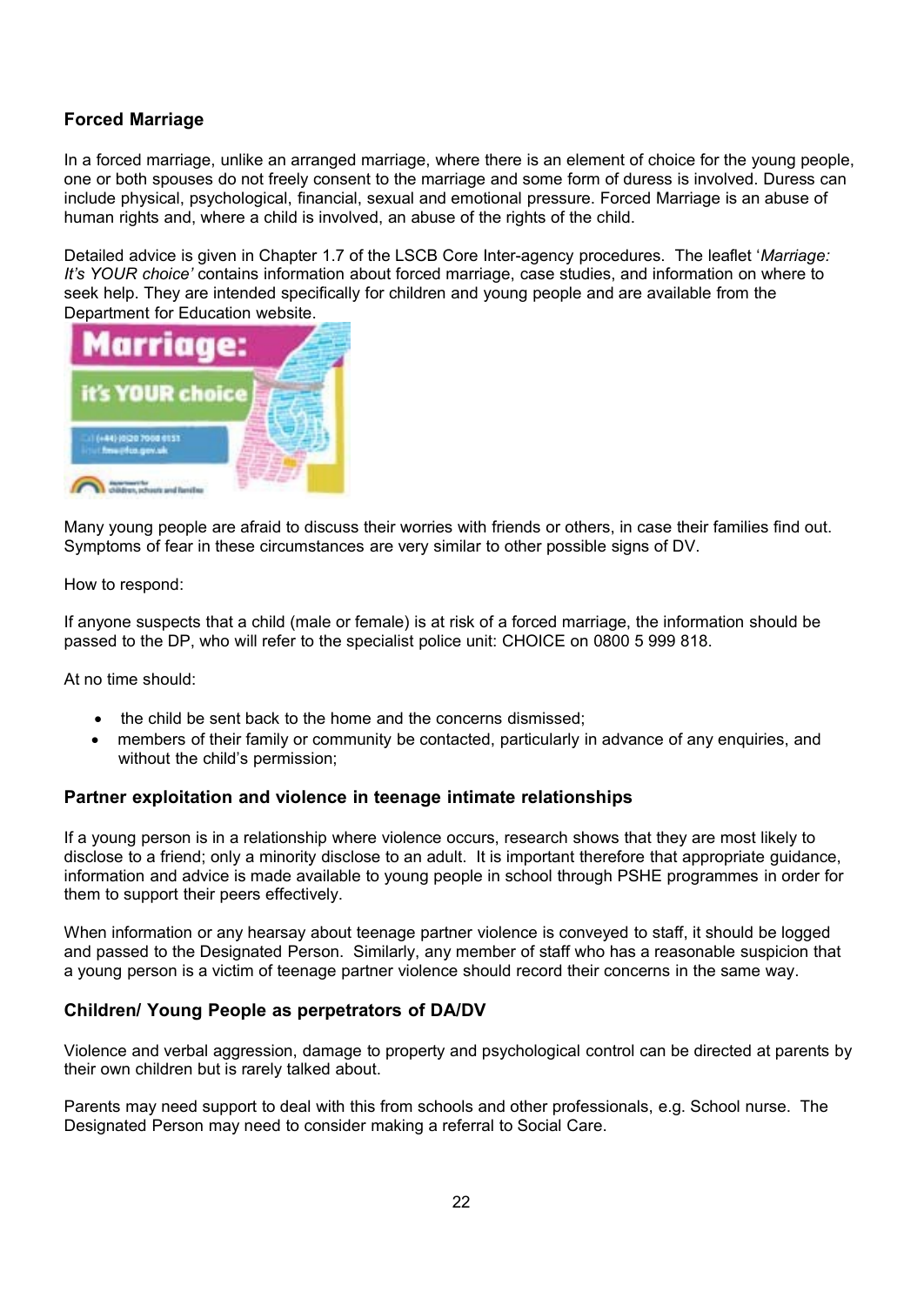### Forced Marriage

In a forced marriage, unlike an arranged marriage, where there is an element of choice for the young people, one or both spouses do not freely consent to the marriage and some form of duress is involved. Duress can include physical, psychological, financial, sexual and emotional pressure. Forced Marriage is an abuse of human rights and, where a child is involved, an abuse of the rights of the child.

Detailed advice is given in Chapter 1.7 of the LSCB Core Inter-agency procedures. The leaflet '*Marriage: It's YOUR choice'* contains information about forced marriage, case studies, and information on where to seek help. They are intended specifically for children and young people and are available from the Department for Education website.

Many young people are afraid to discuss their worries with friends or others, in case their families find out. Symptoms of fear in these circumstances are very similar to other possible signs of DV.

How to respond:

If anyone suspects that a child (male or female) is at risk of a forced marriage, the information should be passed to the DP, who will refer to the specialist police unit: CHOICE on 0800 5 999 818.

At no time should:

- the child be sent back to the home and the concerns dismissed;
- members of their family or community be contacted, particularly in advance of any enquiries, and without the child's permission;

### Partner exploitation and violence in teenage intimate relationships

If a young person is in a relationship where violence occurs, research shows that they are most likely to disclose to a friend; only a minority disclose to an adult. It is important therefore that appropriate guidance, information and advice is made available to young people in school through PSHE programmes in order for them to support their peers effectively.

When information or any hearsay about teenage partner violence is conveyed to staff, it should be logged and passed to the Designated Person. Similarly, any member of staff who has a reasonable suspicion that a young person is a victim of teenage partner violence should record their concerns in the same way.

### Children/ Young People as perpetrators of DA/DV

Violence and verbal aggression, damage to property and psychological control can be directed at parents by their own children but is rarely talked about.

Parents may need support to deal with this from schools and other professionals, e.g. School nurse. The Designated Person may need to consider making a referral to Social Care.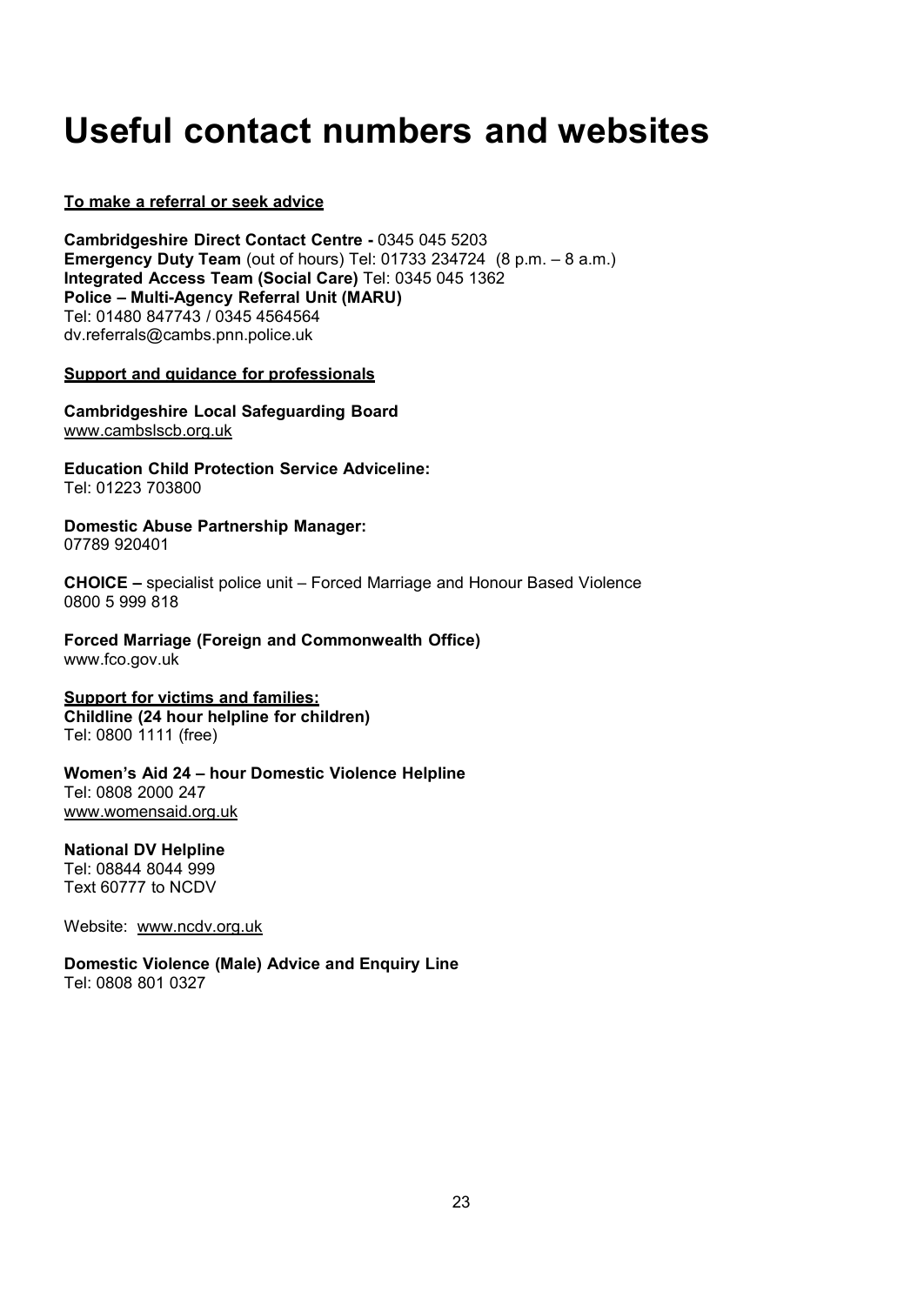# Useful contact numbers and websites

**To make a referral or seek advice**

**Cambridgeshire Direct Contact Centre -** 0345 045 5203
**Emergency Duty Team** (out of hours) Tel: 01733 234724 (8 p.m. – 8 a.m.)
**Integrated Access Team (Social Care)** Tel: 0345 045 1362
**Police – Multi-Agency Referral Unit (MARU)**
Tel: 01480 847743 / 0345 4564564
dv.referrals@cambs.pnn.police.uk

**Support and guidance for professionals**

**Cambridgeshire Local Safeguarding Board**
www.cambslscb.org.uk

**Education Child Protection Service Adviceline:**
Tel: 01223 703800

**Domestic Abuse Partnership Manager:**
07789 920401

**CHOICE –** specialist police unit – Forced Marriage and Honour Based Violence
0800 5 999 818

**Forced Marriage (Foreign and Commonwealth Office)**
www.fco.gov.uk

**Support for victims and families:**
**Childline (24 hour helpline for children)**
Tel: 0800 1111 (free)

**Women's Aid 24 – hour Domestic Violence Helpline**
Tel: 0808 2000 247
www.womensaid.org.uk

**National DV Helpline**
Tel: 08844 8044 999
Text 60777 to NCDV

Website: www.ncdv.org.uk

**Domestic Violence (Male) Advice and Enquiry Line**
Tel: 0808 801 0327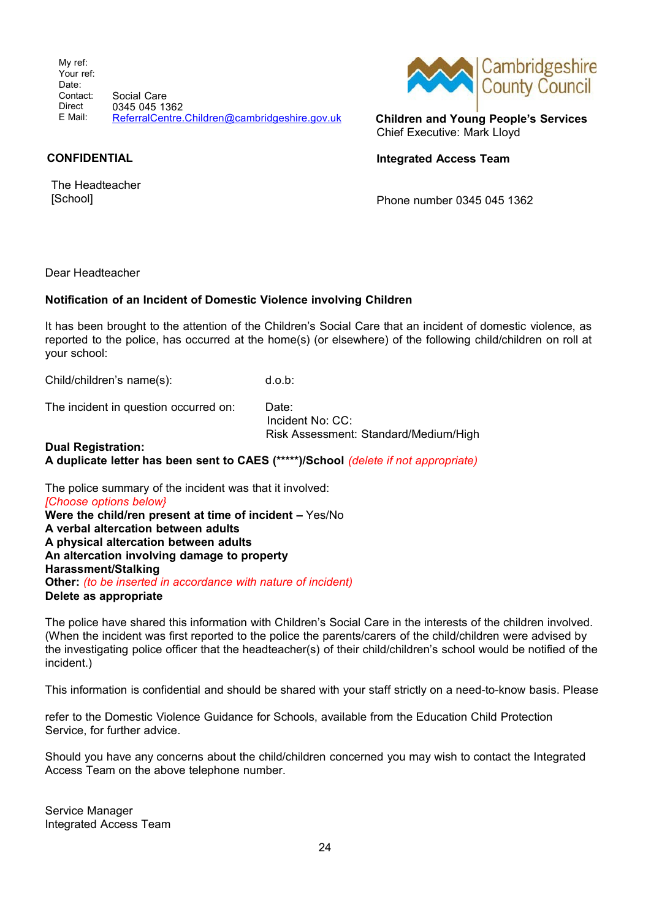My ref:
Your ref:
Date:
Contact: Social Care
Direct 0345 045 1362
E Mail: ReferralCentre.Children@cambridgeshire.gov.uk

Cambridgeshire County Council

**Children and Young People's Services**
Chief Executive: Mark Lloyd

**CONFIDENTIAL**

**Integrated Access Team**

The Headteacher
[School]

Phone number 0345 045 1362

Dear Headteacher

**Notification of an Incident of Domestic Violence involving Children**

It has been brought to the attention of the Children's Social Care that an incident of domestic violence, as reported to the police, has occurred at the home(s) (or elsewhere) of the following child/children on roll at your school:

Child/children's name(s): d.o.b:

The incident in question occurred on: Date:
Incident No: CC:
Risk Assessment: Standard/Medium/High

**Dual Registration:**
**A duplicate letter has been sent to CAES (*****)/School** *(delete if not appropriate)*

The police summary of the incident was that it involved:
*[Choose options below}*
**Were the child/ren present at time of incident –** Yes/No
**A verbal altercation between adults**
**A physical altercation between adults**
**An altercation involving damage to property**
**Harassment/Stalking**
**Other:** *(to be inserted in accordance with nature of incident)*
**Delete as appropriate**

The police have shared this information with Children's Social Care in the interests of the children involved. (When the incident was first reported to the police the parents/carers of the child/children were advised by the investigating police officer that the headteacher(s) of their child/children's school would be notified of the incident.)

This information is confidential and should be shared with your staff strictly on a need-to-know basis. Please

refer to the Domestic Violence Guidance for Schools, available from the Education Child Protection Service, for further advice.

Should you have any concerns about the child/children concerned you may wish to contact the Integrated Access Team on the above telephone number.

Service Manager
Integrated Access Team